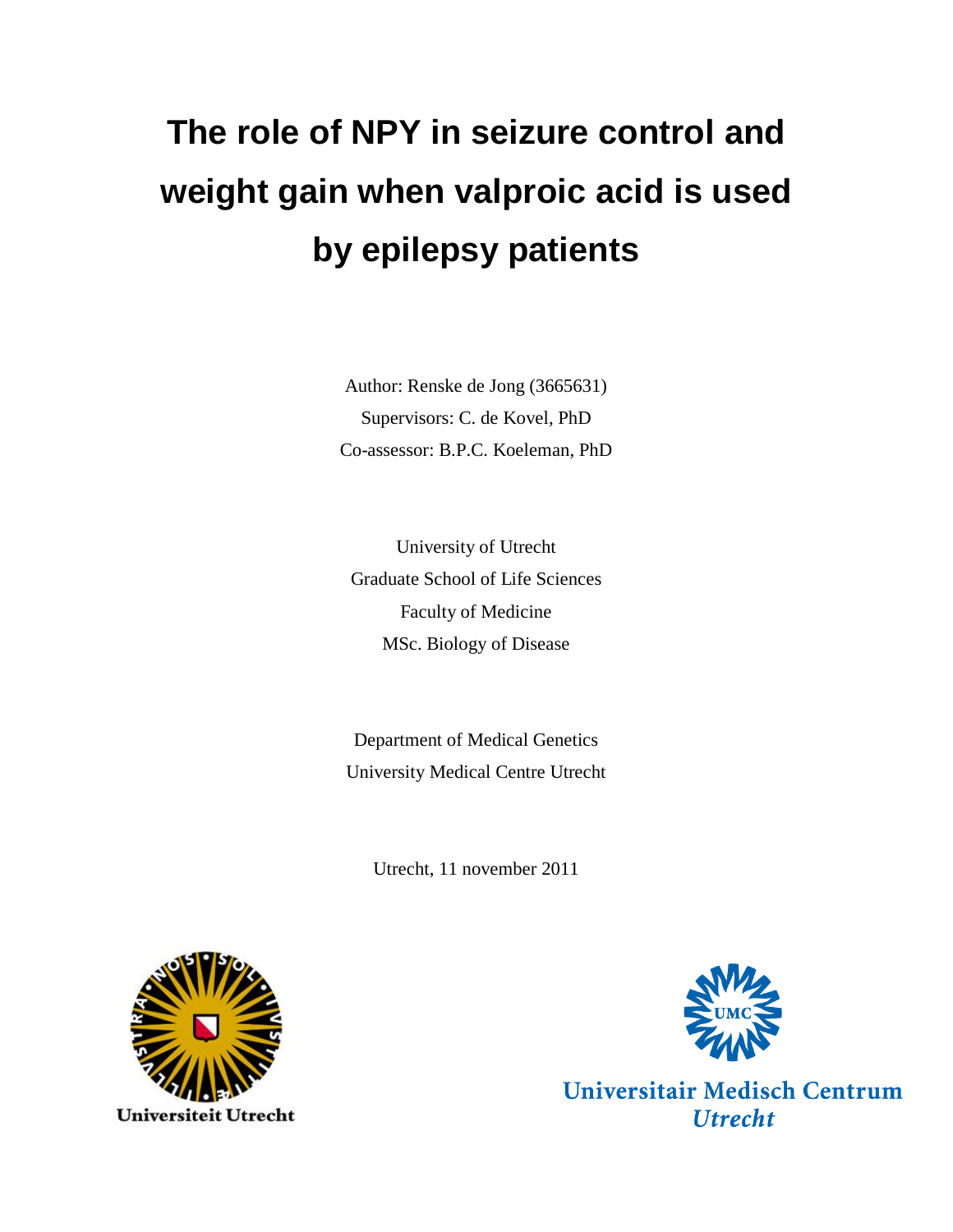# The role of NPY in seizure control and weight gain when valproic acid is used by epilepsy patients

Author: Renske de Jong (3665631)

Supervisors: C. de Kovel, PhD

Co-assessor: B.P.C. Koeleman, PhD

University of Utrecht

Graduate School of Life Sciences

Faculty of Medicine

MSc. Biology of Disease

Department of Medical Genetics

University Medical Centre Utrecht

Utrecht, 11 november 2011

Universiteit Utrecht

Universitair Medisch Centrum Utrecht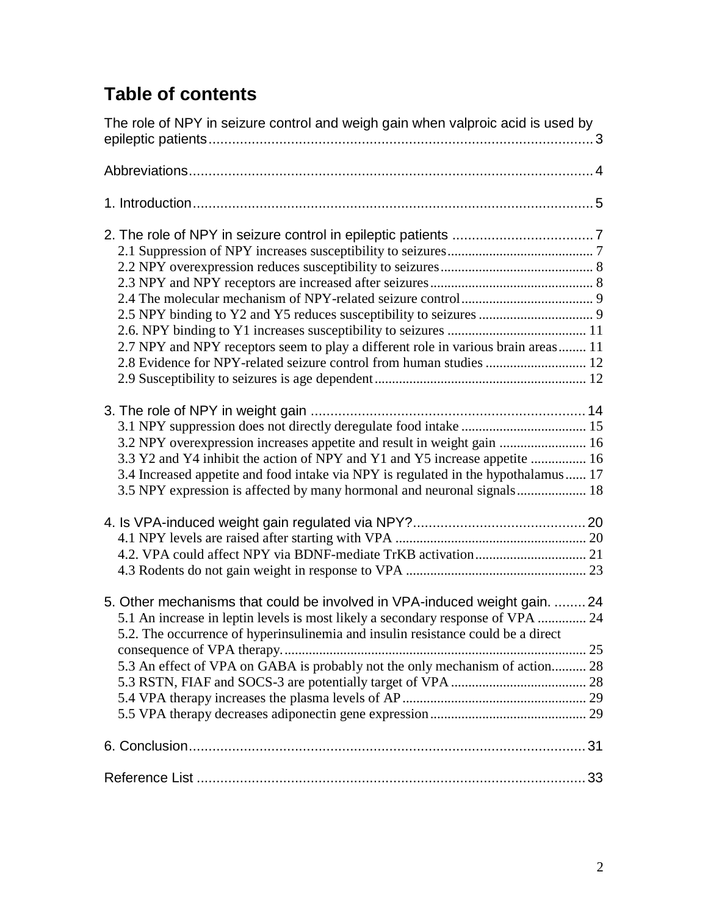# Table of contents

The role of NPY in seizure control and weigh gain when valproic acid is used by epileptic patients .......... 3

Abbreviations .......... 4

1. Introduction .......... 5

2. The role of NPY in seizure control in epileptic patients .......... 7
   - 2.1 Suppression of NPY increases susceptibility to seizures .......... 7
   - 2.2 NPY overexpression reduces susceptibility to seizures .......... 8
   - 2.3 NPY and NPY receptors are increased after seizures .......... 8
   - 2.4 The molecular mechanism of NPY-related seizure control .......... 9
   - 2.5 NPY binding to Y2 and Y5 reduces susceptibility to seizures .......... 9
   - 2.6. NPY binding to Y1 increases susceptibility to seizures .......... 11
   - 2.7 NPY and NPY receptors seem to play a different role in various brain areas .......... 11
   - 2.8 Evidence for NPY-related seizure control from human studies .......... 12
   - 2.9 Susceptibility to seizures is age dependent .......... 12

3. The role of NPY in weight gain .......... 14
   - 3.1 NPY suppression does not directly deregulate food intake .......... 15
   - 3.2 NPY overexpression increases appetite and result in weight gain .......... 16
   - 3.3 Y2 and Y4 inhibit the action of NPY and Y1 and Y5 increase appetite .......... 16
   - 3.4 Increased appetite and food intake via NPY is regulated in the hypothalamus .......... 17
   - 3.5 NPY expression is affected by many hormonal and neuronal signals .......... 18

4. Is VPA-induced weight gain regulated via NPY? .......... 20
   - 4.1 NPY levels are raised after starting with VPA .......... 20
   - 4.2. VPA could affect NPY via BDNF-mediate TrKB activation .......... 21
   - 4.3 Rodents do not gain weight in response to VPA .......... 23

5. Other mechanisms that could be involved in VPA-induced weight gain. .......... 24
   - 5.1 An increase in leptin levels is most likely a secondary response of VPA .......... 24
   - 5.2. The occurrence of hyperinsulinemia and insulin resistance could be a direct consequence of VPA therapy. .......... 25
   - 5.3 An effect of VPA on GABA is probably not the only mechanism of action .......... 28
   - 5.3 RSTN, FIAF and SOCS-3 are potentially target of VPA .......... 28
   - 5.4 VPA therapy increases the plasma levels of AP .......... 29
   - 5.5 VPA therapy decreases adiponectin gene expression .......... 29

6. Conclusion .......... 31

Reference List .......... 33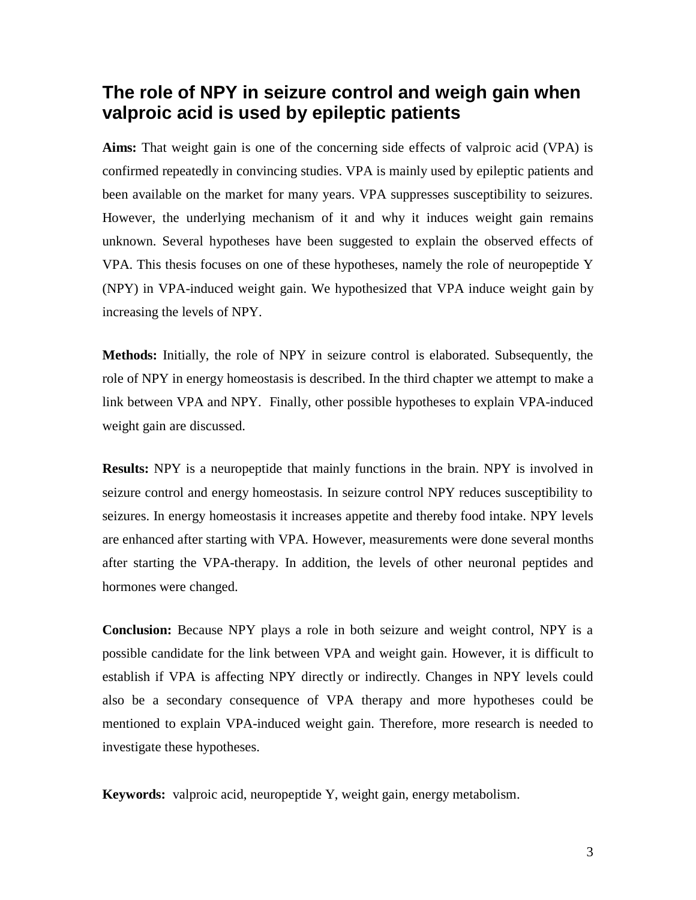# The role of NPY in seizure control and weigh gain when valproic acid is used by epileptic patients

**Aims:** That weight gain is one of the concerning side effects of valproic acid (VPA) is confirmed repeatedly in convincing studies. VPA is mainly used by epileptic patients and been available on the market for many years. VPA suppresses susceptibility to seizures. However, the underlying mechanism of it and why it induces weight gain remains unknown. Several hypotheses have been suggested to explain the observed effects of VPA. This thesis focuses on one of these hypotheses, namely the role of neuropeptide Y (NPY) in VPA-induced weight gain. We hypothesized that VPA induce weight gain by increasing the levels of NPY.

**Methods:** Initially, the role of NPY in seizure control is elaborated. Subsequently, the role of NPY in energy homeostasis is described. In the third chapter we attempt to make a link between VPA and NPY. Finally, other possible hypotheses to explain VPA-induced weight gain are discussed.

**Results:** NPY is a neuropeptide that mainly functions in the brain. NPY is involved in seizure control and energy homeostasis. In seizure control NPY reduces susceptibility to seizures. In energy homeostasis it increases appetite and thereby food intake. NPY levels are enhanced after starting with VPA. However, measurements were done several months after starting the VPA-therapy. In addition, the levels of other neuronal peptides and hormones were changed.

**Conclusion:** Because NPY plays a role in both seizure and weight control, NPY is a possible candidate for the link between VPA and weight gain. However, it is difficult to establish if VPA is affecting NPY directly or indirectly. Changes in NPY levels could also be a secondary consequence of VPA therapy and more hypotheses could be mentioned to explain VPA-induced weight gain. Therefore, more research is needed to investigate these hypotheses.

**Keywords:** valproic acid, neuropeptide Y, weight gain, energy metabolism.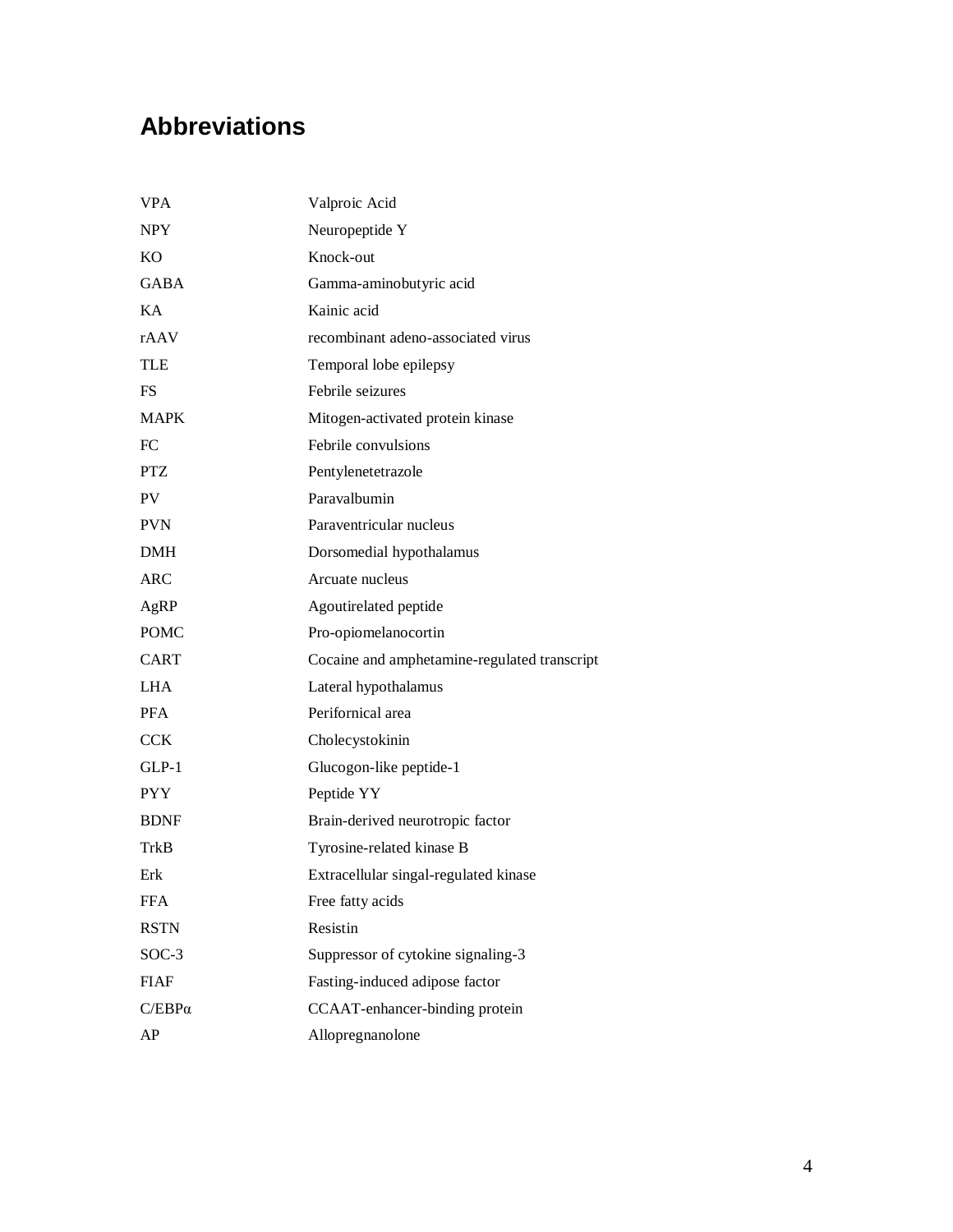# Abbreviations

| | |
|---|---|
| VPA | Valproic Acid |
| NPY | Neuropeptide Y |
| KO | Knock-out |
| GABA | Gamma-aminobutyric acid |
| KA | Kainic acid |
| rAAV | recombinant adeno-associated virus |
| TLE | Temporal lobe epilepsy |
| FS | Febrile seizures |
| MAPK | Mitogen-activated protein kinase |
| FC | Febrile convulsions |
| PTZ | Pentylenetetrazole |
| PV | Paravalbumin |
| PVN | Paraventricular nucleus |
| DMH | Dorsomedial hypothalamus |
| ARC | Arcuate nucleus |
| AgRP | Agoutirelated peptide |
| POMC | Pro-opiomelanocortin |
| CART | Cocaine and amphetamine-regulated transcript |
| LHA | Lateral hypothalamus |
| PFA | Perifornical area |
| CCK | Cholecystokinin |
| GLP-1 | Glucogon-like peptide-1 |
| PYY | Peptide YY |
| BDNF | Brain-derived neurotropic factor |
| TrkB | Tyrosine-related kinase B |
| Erk | Extracellular singal-regulated kinase |
| FFA | Free fatty acids |
| RSTN | Resistin |
| SOC-3 | Suppressor of cytokine signaling-3 |
| FIAF | Fasting-induced adipose factor |
| C/EBPα | CCAAT-enhancer-binding protein |
| AP | Allopregnanolone |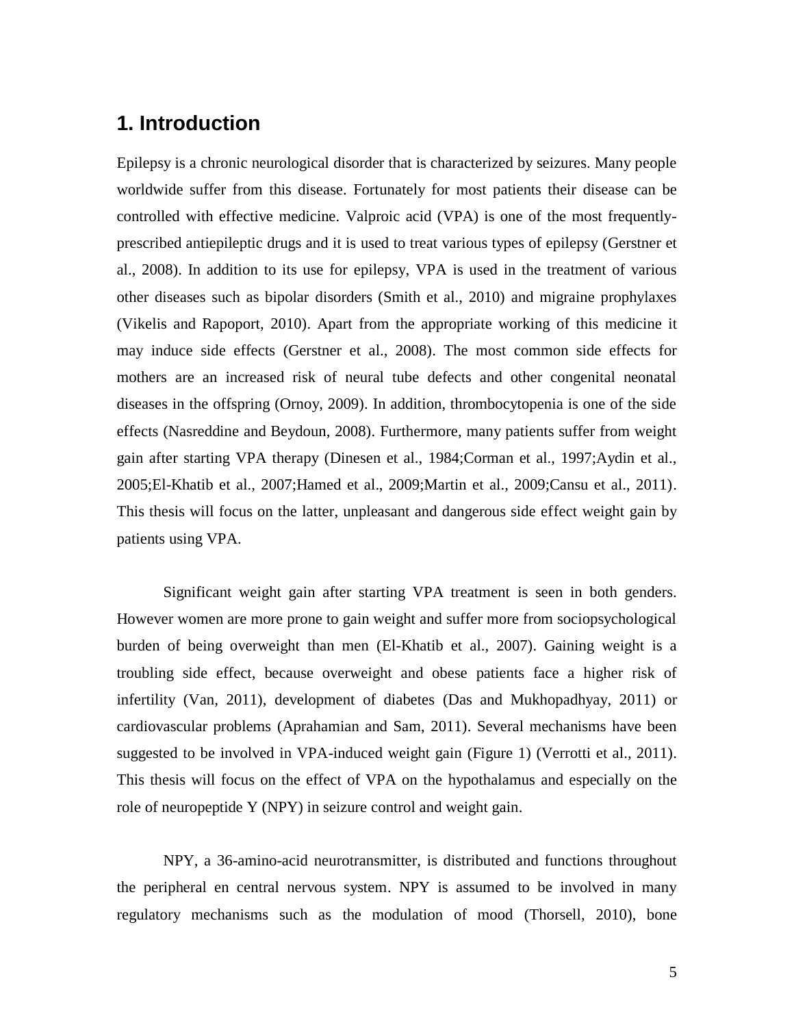# 1. Introduction

Epilepsy is a chronic neurological disorder that is characterized by seizures. Many people worldwide suffer from this disease. Fortunately for most patients their disease can be controlled with effective medicine. Valproic acid (VPA) is one of the most frequently-prescribed antiepileptic drugs and it is used to treat various types of epilepsy (Gerstner et al., 2008). In addition to its use for epilepsy, VPA is used in the treatment of various other diseases such as bipolar disorders (Smith et al., 2010) and migraine prophylaxes (Vikelis and Rapoport, 2010). Apart from the appropriate working of this medicine it may induce side effects (Gerstner et al., 2008). The most common side effects for mothers are an increased risk of neural tube defects and other congenital neonatal diseases in the offspring (Ornoy, 2009). In addition, thrombocytopenia is one of the side effects (Nasreddine and Beydoun, 2008). Furthermore, many patients suffer from weight gain after starting VPA therapy (Dinesen et al., 1984;Corman et al., 1997;Aydin et al., 2005;El-Khatib et al., 2007;Hamed et al., 2009;Martin et al., 2009;Cansu et al., 2011). This thesis will focus on the latter, unpleasant and dangerous side effect weight gain by patients using VPA.

Significant weight gain after starting VPA treatment is seen in both genders. However women are more prone to gain weight and suffer more from sociopsychological burden of being overweight than men (El-Khatib et al., 2007). Gaining weight is a troubling side effect, because overweight and obese patients face a higher risk of infertility (Van, 2011), development of diabetes (Das and Mukhopadhyay, 2011) or cardiovascular problems (Aprahamian and Sam, 2011). Several mechanisms have been suggested to be involved in VPA-induced weight gain (Figure 1) (Verrotti et al., 2011). This thesis will focus on the effect of VPA on the hypothalamus and especially on the role of neuropeptide Y (NPY) in seizure control and weight gain.

NPY, a 36-amino-acid neurotransmitter, is distributed and functions throughout the peripheral en central nervous system. NPY is assumed to be involved in many regulatory mechanisms such as the modulation of mood (Thorsell, 2010), bone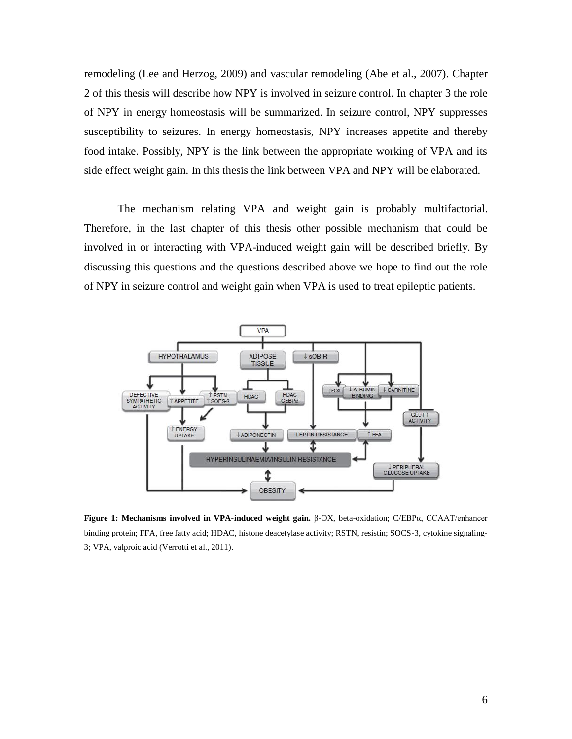remodeling (Lee and Herzog, 2009) and vascular remodeling (Abe et al., 2007). Chapter 2 of this thesis will describe how NPY is involved in seizure control. In chapter 3 the role of NPY in energy homeostasis will be summarized. In seizure control, NPY suppresses susceptibility to seizures. In energy homeostasis, NPY increases appetite and thereby food intake. Possibly, NPY is the link between the appropriate working of VPA and its side effect weight gain. In this thesis the link between VPA and NPY will be elaborated.

The mechanism relating VPA and weight gain is probably multifactorial. Therefore, in the last chapter of this thesis other possible mechanism that could be involved in or interacting with VPA-induced weight gain will be described briefly. By discussing this questions and the questions described above we hope to find out the role of NPY in seizure control and weight gain when VPA is used to treat epileptic patients.

**Figure 1: Mechanisms involved in VPA-induced weight gain.** β-OX, beta-oxidation; C/EBPα, CCAAT/enhancer binding protein; FFA, free fatty acid; HDAC, histone deacetylase activity; RSTN, resistin; SOCS-3, cytokine signaling-3; VPA, valproic acid (Verrotti et al., 2011).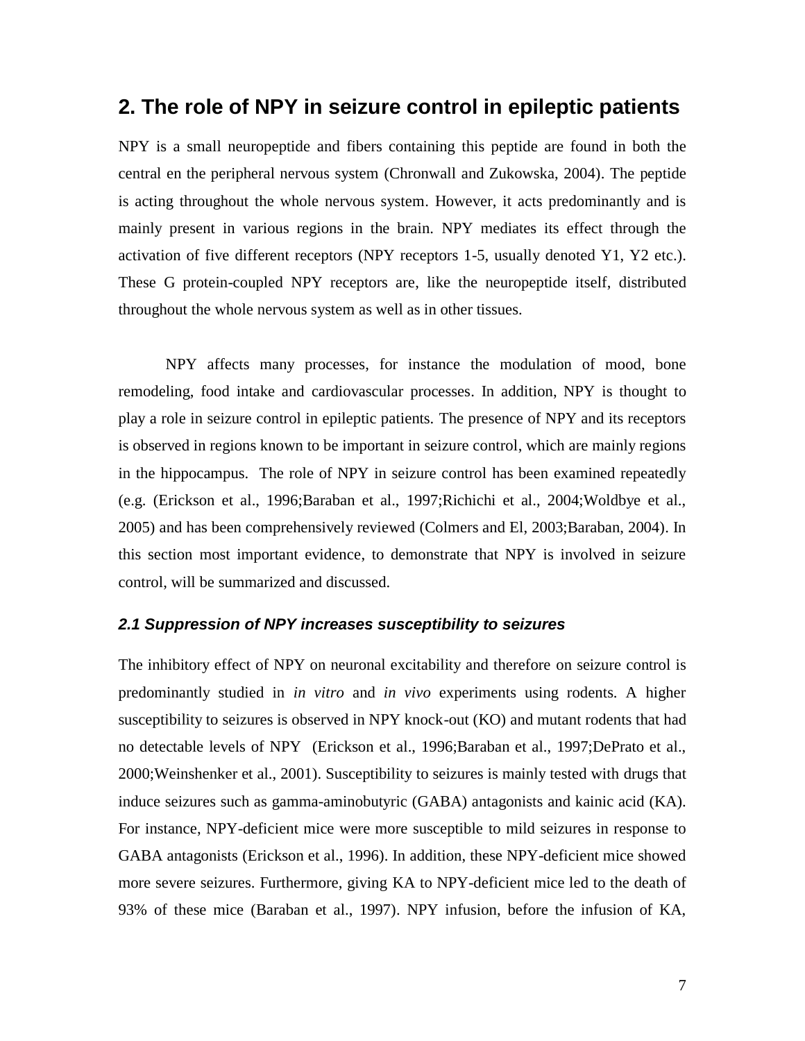## 2. The role of NPY in seizure control in epileptic patients

NPY is a small neuropeptide and fibers containing this peptide are found in both the central en the peripheral nervous system (Chronwall and Zukowska, 2004). The peptide is acting throughout the whole nervous system. However, it acts predominantly and is mainly present in various regions in the brain. NPY mediates its effect through the activation of five different receptors (NPY receptors 1-5, usually denoted Y1, Y2 etc.). These G protein-coupled NPY receptors are, like the neuropeptide itself, distributed throughout the whole nervous system as well as in other tissues.

NPY affects many processes, for instance the modulation of mood, bone remodeling, food intake and cardiovascular processes. In addition, NPY is thought to play a role in seizure control in epileptic patients. The presence of NPY and its receptors is observed in regions known to be important in seizure control, which are mainly regions in the hippocampus. The role of NPY in seizure control has been examined repeatedly (e.g. (Erickson et al., 1996;Baraban et al., 1997;Richichi et al., 2004;Woldbye et al., 2005) and has been comprehensively reviewed (Colmers and El, 2003;Baraban, 2004). In this section most important evidence, to demonstrate that NPY is involved in seizure control, will be summarized and discussed.

### *2.1 Suppression of NPY increases susceptibility to seizures*

The inhibitory effect of NPY on neuronal excitability and therefore on seizure control is predominantly studied in *in vitro* and *in vivo* experiments using rodents. A higher susceptibility to seizures is observed in NPY knock-out (KO) and mutant rodents that had no detectable levels of NPY (Erickson et al., 1996;Baraban et al., 1997;DePrato et al., 2000;Weinshenker et al., 2001). Susceptibility to seizures is mainly tested with drugs that induce seizures such as gamma-aminobutyric (GABA) antagonists and kainic acid (KA). For instance, NPY-deficient mice were more susceptible to mild seizures in response to GABA antagonists (Erickson et al., 1996). In addition, these NPY-deficient mice showed more severe seizures. Furthermore, giving KA to NPY-deficient mice led to the death of 93% of these mice (Baraban et al., 1997). NPY infusion, before the infusion of KA,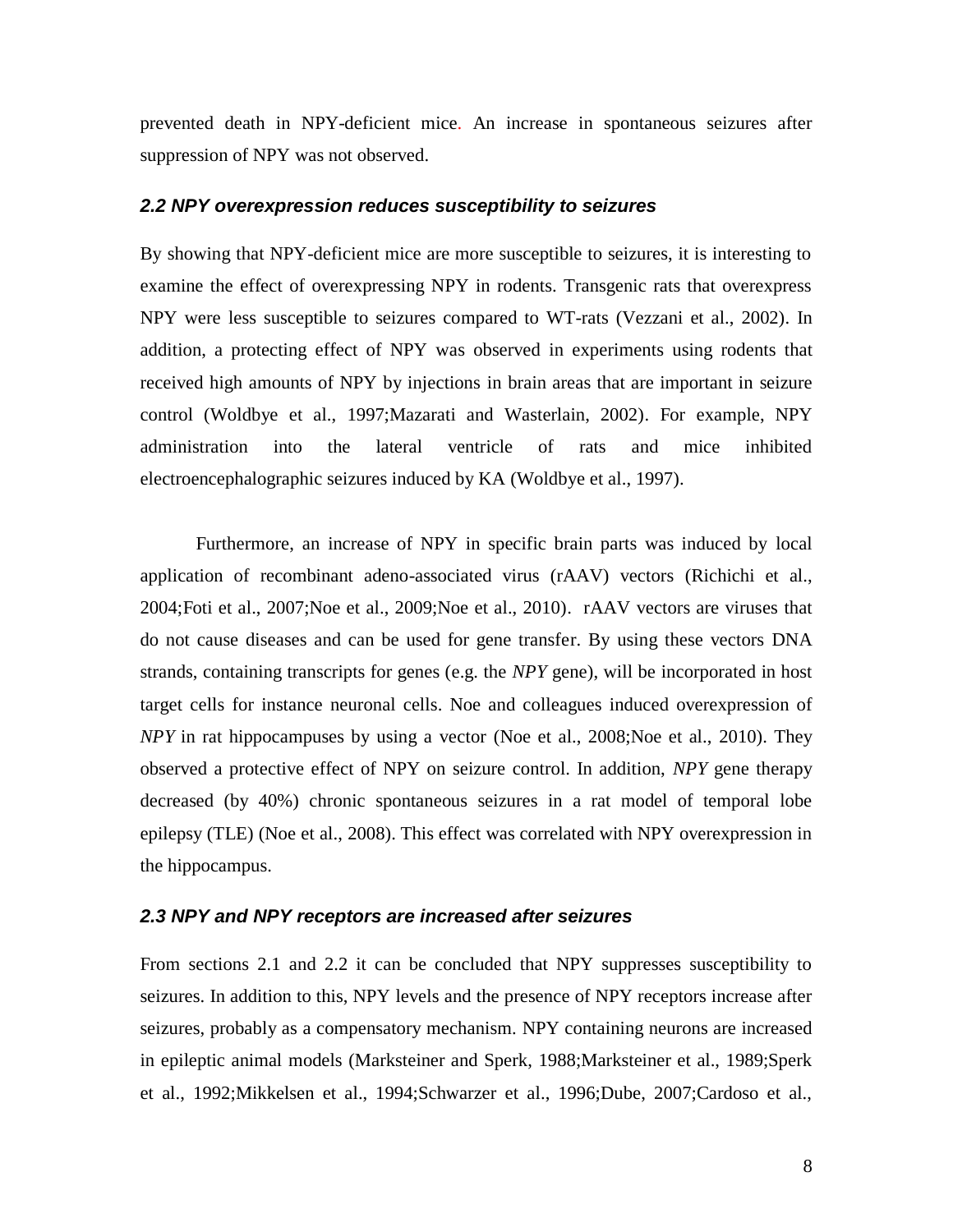prevented death in NPY-deficient mice. An increase in spontaneous seizures after suppression of NPY was not observed.

### *2.2 NPY overexpression reduces susceptibility to seizures*

By showing that NPY-deficient mice are more susceptible to seizures, it is interesting to examine the effect of overexpressing NPY in rodents. Transgenic rats that overexpress NPY were less susceptible to seizures compared to WT-rats (Vezzani et al., 2002). In addition, a protecting effect of NPY was observed in experiments using rodents that received high amounts of NPY by injections in brain areas that are important in seizure control (Woldbye et al., 1997;Mazarati and Wasterlain, 2002). For example, NPY administration into the lateral ventricle of rats and mice inhibited electroencephalographic seizures induced by KA (Woldbye et al., 1997).

Furthermore, an increase of NPY in specific brain parts was induced by local application of recombinant adeno-associated virus (rAAV) vectors (Richichi et al., 2004;Foti et al., 2007;Noe et al., 2009;Noe et al., 2010). rAAV vectors are viruses that do not cause diseases and can be used for gene transfer. By using these vectors DNA strands, containing transcripts for genes (e.g. the *NPY* gene), will be incorporated in host target cells for instance neuronal cells. Noe and colleagues induced overexpression of *NPY* in rat hippocampuses by using a vector (Noe et al., 2008;Noe et al., 2010). They observed a protective effect of NPY on seizure control. In addition, *NPY* gene therapy decreased (by 40%) chronic spontaneous seizures in a rat model of temporal lobe epilepsy (TLE) (Noe et al., 2008). This effect was correlated with NPY overexpression in the hippocampus.

### *2.3 NPY and NPY receptors are increased after seizures*

From sections 2.1 and 2.2 it can be concluded that NPY suppresses susceptibility to seizures. In addition to this, NPY levels and the presence of NPY receptors increase after seizures, probably as a compensatory mechanism. NPY containing neurons are increased in epileptic animal models (Marksteiner and Sperk, 1988;Marksteiner et al., 1989;Sperk et al., 1992;Mikkelsen et al., 1994;Schwarzer et al., 1996;Dube, 2007;Cardoso et al.,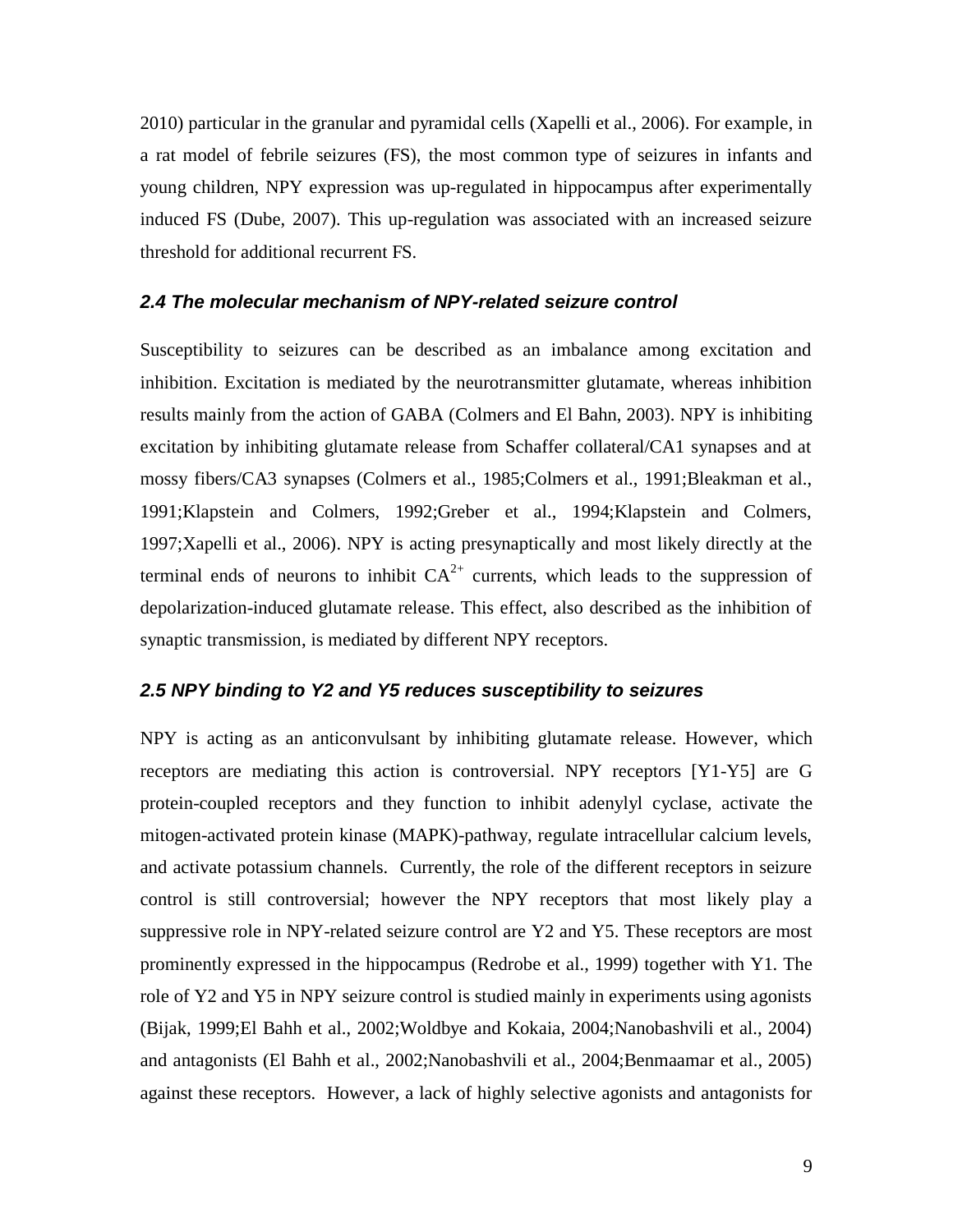2010) particular in the granular and pyramidal cells (Xapelli et al., 2006). For example, in a rat model of febrile seizures (FS), the most common type of seizures in infants and young children, NPY expression was up-regulated in hippocampus after experimentally induced FS (Dube, 2007). This up-regulation was associated with an increased seizure threshold for additional recurrent FS.

### *2.4 The molecular mechanism of NPY-related seizure control*

Susceptibility to seizures can be described as an imbalance among excitation and inhibition. Excitation is mediated by the neurotransmitter glutamate, whereas inhibition results mainly from the action of GABA (Colmers and El Bahn, 2003). NPY is inhibiting excitation by inhibiting glutamate release from Schaffer collateral/CA1 synapses and at mossy fibers/CA3 synapses (Colmers et al., 1985;Colmers et al., 1991;Bleakman et al., 1991;Klapstein and Colmers, 1992;Greber et al., 1994;Klapstein and Colmers, 1997;Xapelli et al., 2006). NPY is acting presynaptically and most likely directly at the terminal ends of neurons to inhibit $CA^{2+}$ currents, which leads to the suppression of depolarization-induced glutamate release. This effect, also described as the inhibition of synaptic transmission, is mediated by different NPY receptors.

### *2.5 NPY binding to Y2 and Y5 reduces susceptibility to seizures*

NPY is acting as an anticonvulsant by inhibiting glutamate release. However, which receptors are mediating this action is controversial. NPY receptors [Y1-Y5] are G protein-coupled receptors and they function to inhibit adenylyl cyclase, activate the mitogen-activated protein kinase (MAPK)-pathway, regulate intracellular calcium levels, and activate potassium channels. Currently, the role of the different receptors in seizure control is still controversial; however the NPY receptors that most likely play a suppressive role in NPY-related seizure control are Y2 and Y5. These receptors are most prominently expressed in the hippocampus (Redrobe et al., 1999) together with Y1. The role of Y2 and Y5 in NPY seizure control is studied mainly in experiments using agonists (Bijak, 1999;El Bahh et al., 2002;Woldbye and Kokaia, 2004;Nanobashvili et al., 2004) and antagonists (El Bahh et al., 2002;Nanobashvili et al., 2004;Benmaamar et al., 2005) against these receptors. However, a lack of highly selective agonists and antagonists for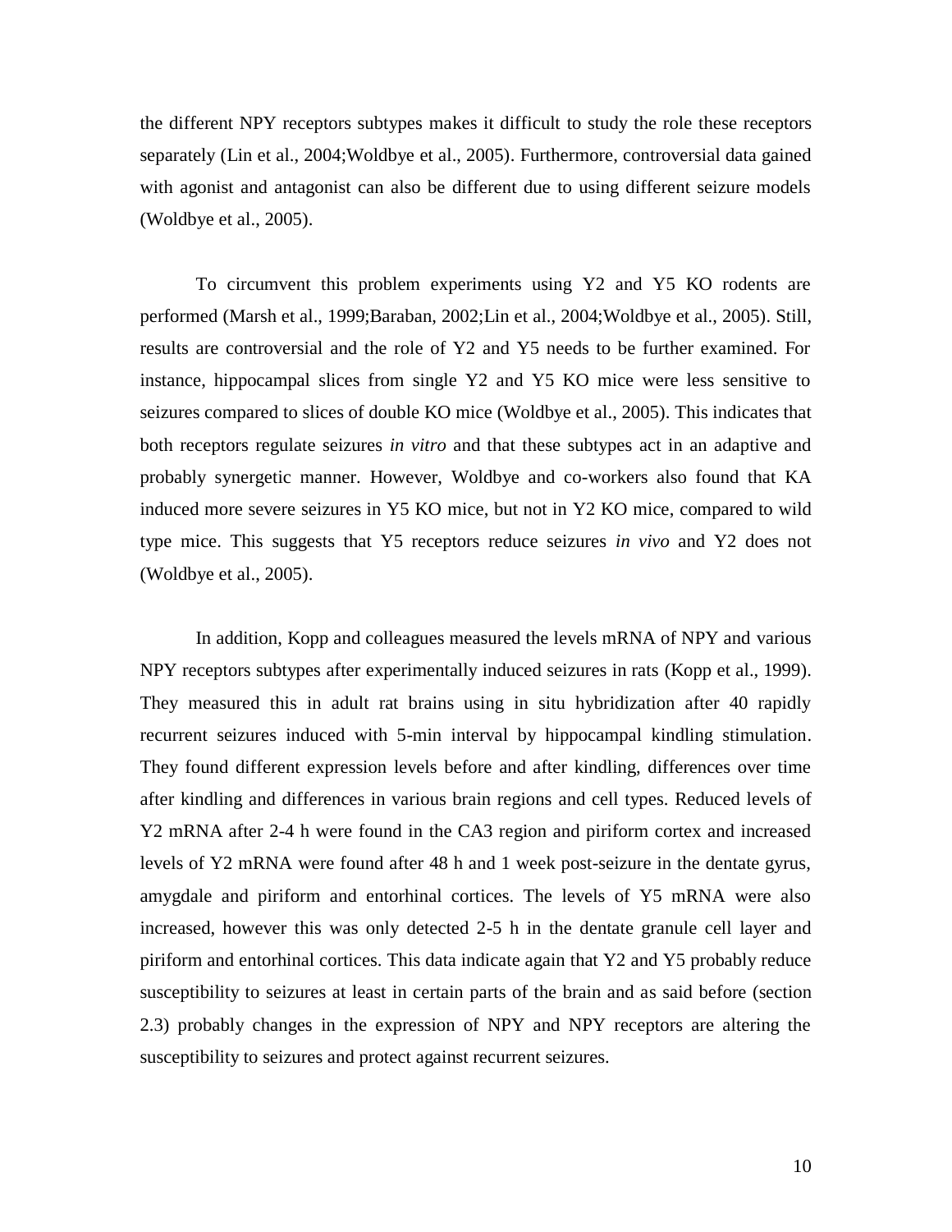the different NPY receptors subtypes makes it difficult to study the role these receptors separately (Lin et al., 2004;Woldbye et al., 2005). Furthermore, controversial data gained with agonist and antagonist can also be different due to using different seizure models (Woldbye et al., 2005).

To circumvent this problem experiments using Y2 and Y5 KO rodents are performed (Marsh et al., 1999;Baraban, 2002;Lin et al., 2004;Woldbye et al., 2005). Still, results are controversial and the role of Y2 and Y5 needs to be further examined. For instance, hippocampal slices from single Y2 and Y5 KO mice were less sensitive to seizures compared to slices of double KO mice (Woldbye et al., 2005). This indicates that both receptors regulate seizures *in vitro* and that these subtypes act in an adaptive and probably synergetic manner. However, Woldbye and co-workers also found that KA induced more severe seizures in Y5 KO mice, but not in Y2 KO mice, compared to wild type mice. This suggests that Y5 receptors reduce seizures *in vivo* and Y2 does not (Woldbye et al., 2005).

In addition, Kopp and colleagues measured the levels mRNA of NPY and various NPY receptors subtypes after experimentally induced seizures in rats (Kopp et al., 1999). They measured this in adult rat brains using in situ hybridization after 40 rapidly recurrent seizures induced with 5-min interval by hippocampal kindling stimulation. They found different expression levels before and after kindling, differences over time after kindling and differences in various brain regions and cell types. Reduced levels of Y2 mRNA after 2-4 h were found in the CA3 region and piriform cortex and increased levels of Y2 mRNA were found after 48 h and 1 week post-seizure in the dentate gyrus, amygdale and piriform and entorhinal cortices. The levels of Y5 mRNA were also increased, however this was only detected 2-5 h in the dentate granule cell layer and piriform and entorhinal cortices. This data indicate again that Y2 and Y5 probably reduce susceptibility to seizures at least in certain parts of the brain and as said before (section 2.3) probably changes in the expression of NPY and NPY receptors are altering the susceptibility to seizures and protect against recurrent seizures.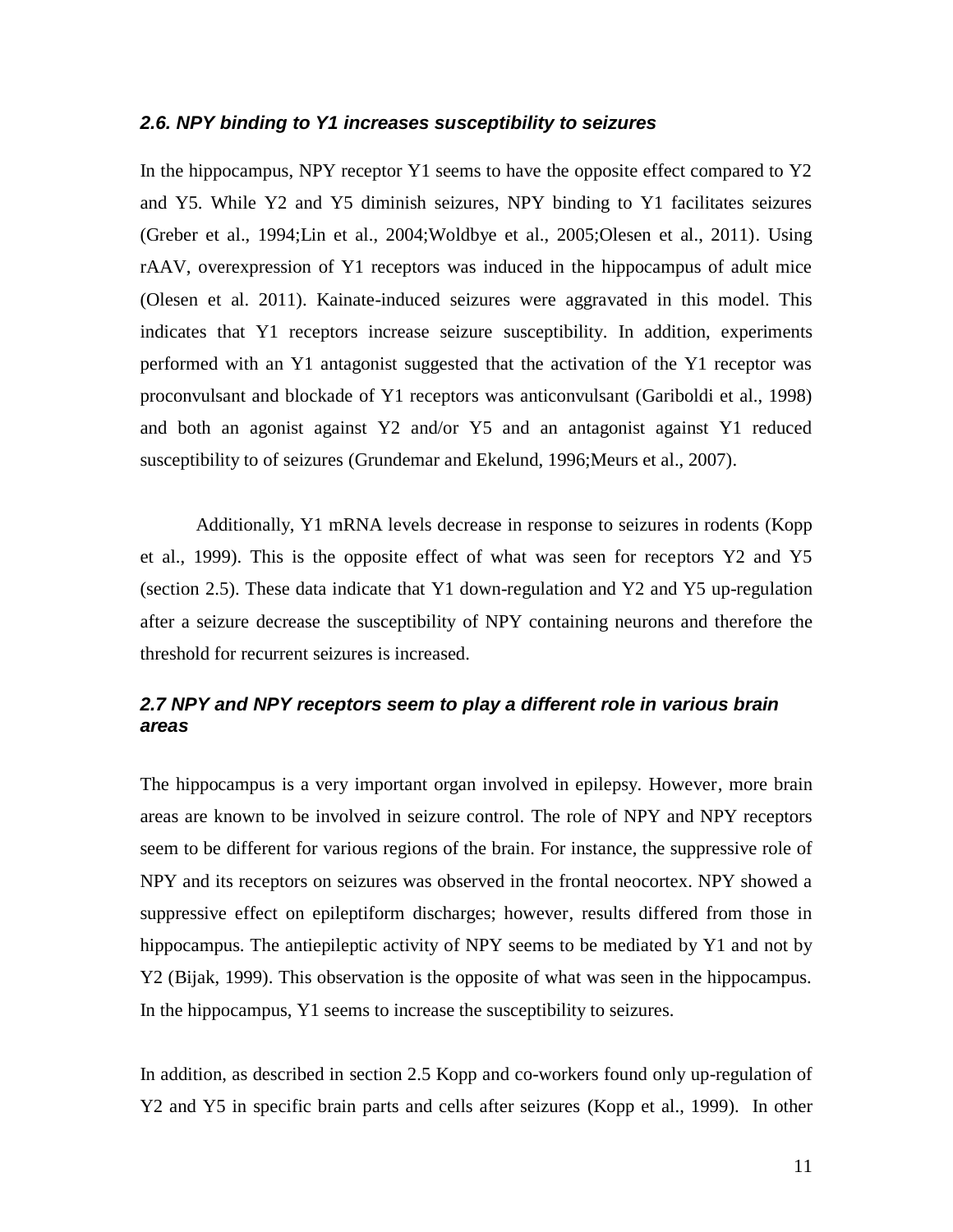### *2.6. NPY binding to Y1 increases susceptibility to seizures*

In the hippocampus, NPY receptor Y1 seems to have the opposite effect compared to Y2 and Y5. While Y2 and Y5 diminish seizures, NPY binding to Y1 facilitates seizures (Greber et al., 1994;Lin et al., 2004;Woldbye et al., 2005;Olesen et al., 2011). Using rAAV, overexpression of Y1 receptors was induced in the hippocampus of adult mice (Olesen et al. 2011). Kainate-induced seizures were aggravated in this model. This indicates that Y1 receptors increase seizure susceptibility. In addition, experiments performed with an Y1 antagonist suggested that the activation of the Y1 receptor was proconvulsant and blockade of Y1 receptors was anticonvulsant (Gariboldi et al., 1998) and both an agonist against Y2 and/or Y5 and an antagonist against Y1 reduced susceptibility to of seizures (Grundemar and Ekelund, 1996;Meurs et al., 2007).

Additionally, Y1 mRNA levels decrease in response to seizures in rodents (Kopp et al., 1999). This is the opposite effect of what was seen for receptors Y2 and Y5 (section 2.5). These data indicate that Y1 down-regulation and Y2 and Y5 up-regulation after a seizure decrease the susceptibility of NPY containing neurons and therefore the threshold for recurrent seizures is increased.

### *2.7 NPY and NPY receptors seem to play a different role in various brain areas*

The hippocampus is a very important organ involved in epilepsy. However, more brain areas are known to be involved in seizure control. The role of NPY and NPY receptors seem to be different for various regions of the brain. For instance, the suppressive role of NPY and its receptors on seizures was observed in the frontal neocortex. NPY showed a suppressive effect on epileptiform discharges; however, results differed from those in hippocampus. The antiepileptic activity of NPY seems to be mediated by Y1 and not by Y2 (Bijak, 1999). This observation is the opposite of what was seen in the hippocampus. In the hippocampus, Y1 seems to increase the susceptibility to seizures.

In addition, as described in section 2.5 Kopp and co-workers found only up-regulation of Y2 and Y5 in specific brain parts and cells after seizures (Kopp et al., 1999). In other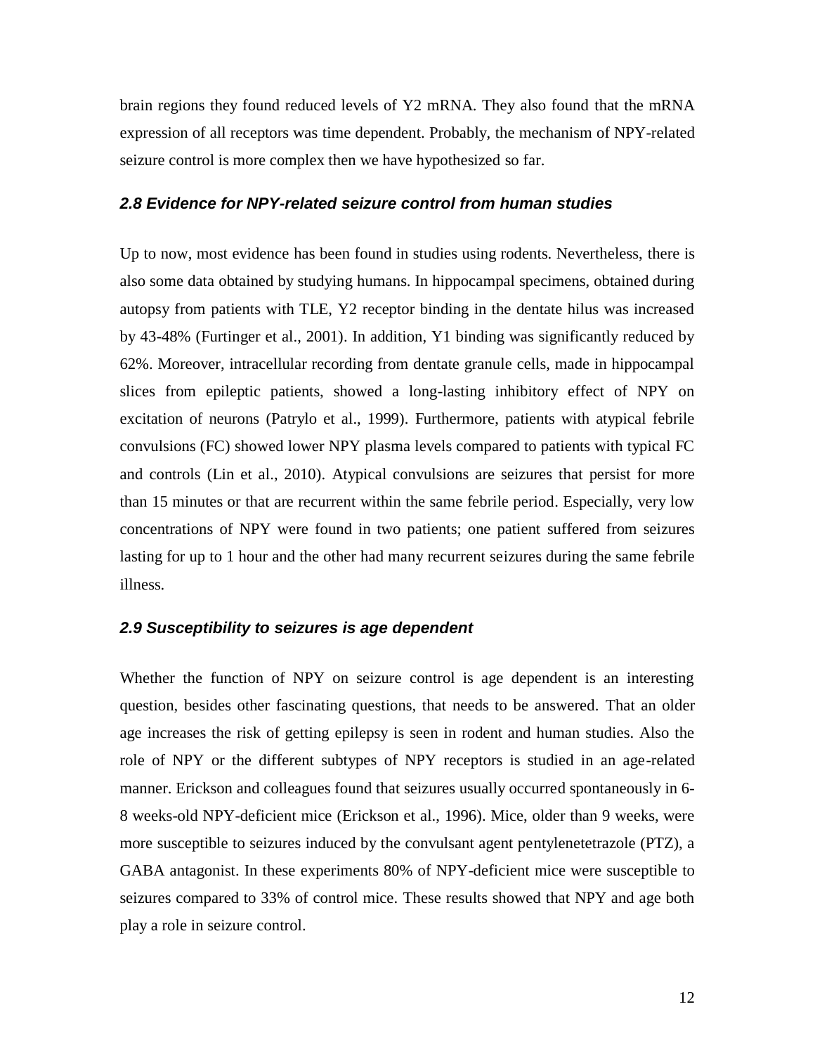brain regions they found reduced levels of Y2 mRNA. They also found that the mRNA expression of all receptors was time dependent. Probably, the mechanism of NPY-related seizure control is more complex then we have hypothesized so far.

### *2.8 Evidence for NPY-related seizure control from human studies*

Up to now, most evidence has been found in studies using rodents. Nevertheless, there is also some data obtained by studying humans. In hippocampal specimens, obtained during autopsy from patients with TLE, Y2 receptor binding in the dentate hilus was increased by 43-48% (Furtinger et al., 2001). In addition, Y1 binding was significantly reduced by 62%. Moreover, intracellular recording from dentate granule cells, made in hippocampal slices from epileptic patients, showed a long-lasting inhibitory effect of NPY on excitation of neurons (Patrylo et al., 1999). Furthermore, patients with atypical febrile convulsions (FC) showed lower NPY plasma levels compared to patients with typical FC and controls (Lin et al., 2010). Atypical convulsions are seizures that persist for more than 15 minutes or that are recurrent within the same febrile period. Especially, very low concentrations of NPY were found in two patients; one patient suffered from seizures lasting for up to 1 hour and the other had many recurrent seizures during the same febrile illness.

### *2.9 Susceptibility to seizures is age dependent*

Whether the function of NPY on seizure control is age dependent is an interesting question, besides other fascinating questions, that needs to be answered. That an older age increases the risk of getting epilepsy is seen in rodent and human studies. Also the role of NPY or the different subtypes of NPY receptors is studied in an age-related manner. Erickson and colleagues found that seizures usually occurred spontaneously in 6-8 weeks-old NPY-deficient mice (Erickson et al., 1996). Mice, older than 9 weeks, were more susceptible to seizures induced by the convulsant agent pentylenetetrazole (PTZ), a GABA antagonist. In these experiments 80% of NPY-deficient mice were susceptible to seizures compared to 33% of control mice. These results showed that NPY and age both play a role in seizure control.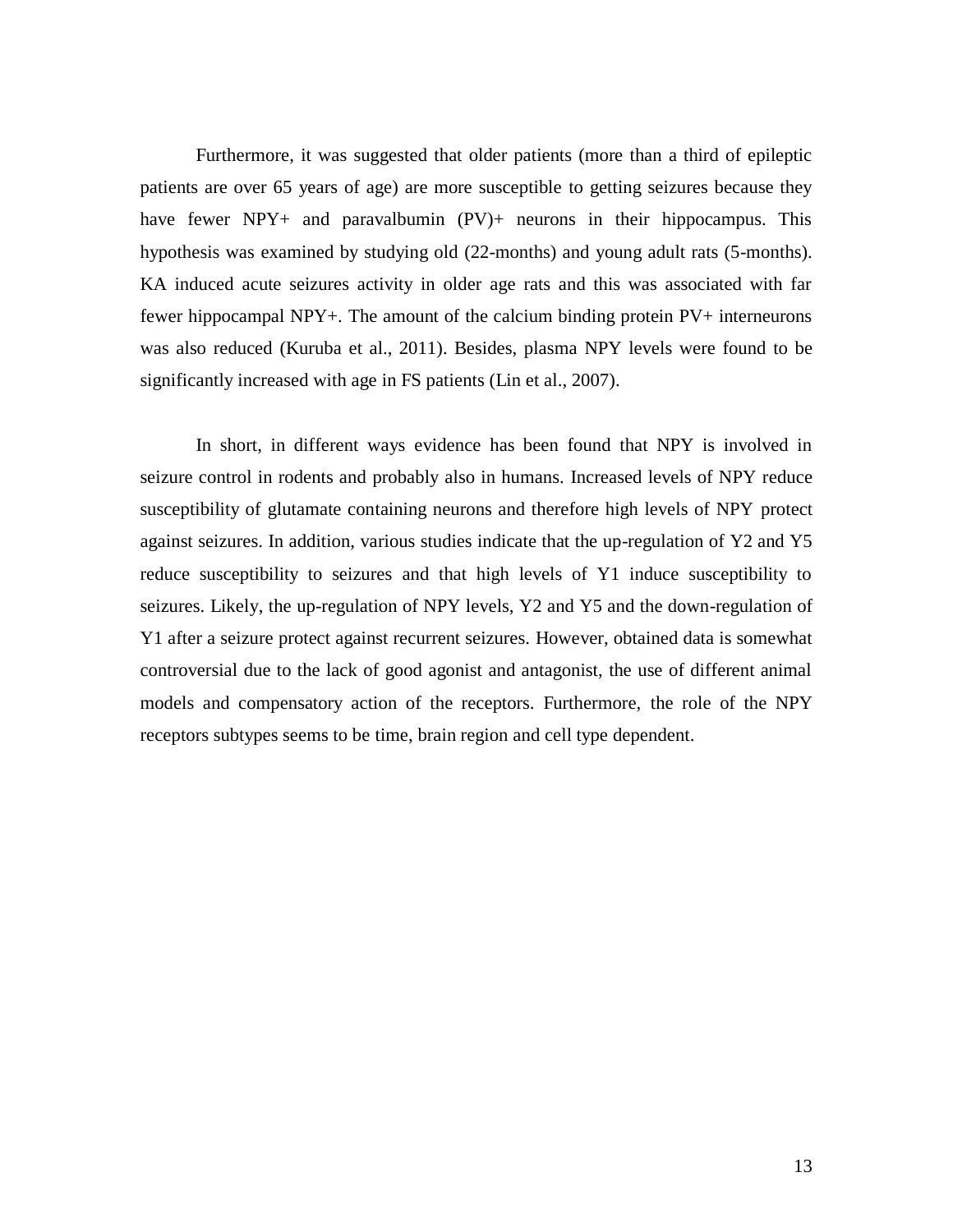Furthermore, it was suggested that older patients (more than a third of epileptic patients are over 65 years of age) are more susceptible to getting seizures because they have fewer NPY+ and paravalbumin (PV)+ neurons in their hippocampus. This hypothesis was examined by studying old (22-months) and young adult rats (5-months). KA induced acute seizures activity in older age rats and this was associated with far fewer hippocampal NPY+. The amount of the calcium binding protein PV+ interneurons was also reduced (Kuruba et al., 2011). Besides, plasma NPY levels were found to be significantly increased with age in FS patients (Lin et al., 2007).

In short, in different ways evidence has been found that NPY is involved in seizure control in rodents and probably also in humans. Increased levels of NPY reduce susceptibility of glutamate containing neurons and therefore high levels of NPY protect against seizures. In addition, various studies indicate that the up-regulation of Y2 and Y5 reduce susceptibility to seizures and that high levels of Y1 induce susceptibility to seizures. Likely, the up-regulation of NPY levels, Y2 and Y5 and the down-regulation of Y1 after a seizure protect against recurrent seizures. However, obtained data is somewhat controversial due to the lack of good agonist and antagonist, the use of different animal models and compensatory action of the receptors. Furthermore, the role of the NPY receptors subtypes seems to be time, brain region and cell type dependent.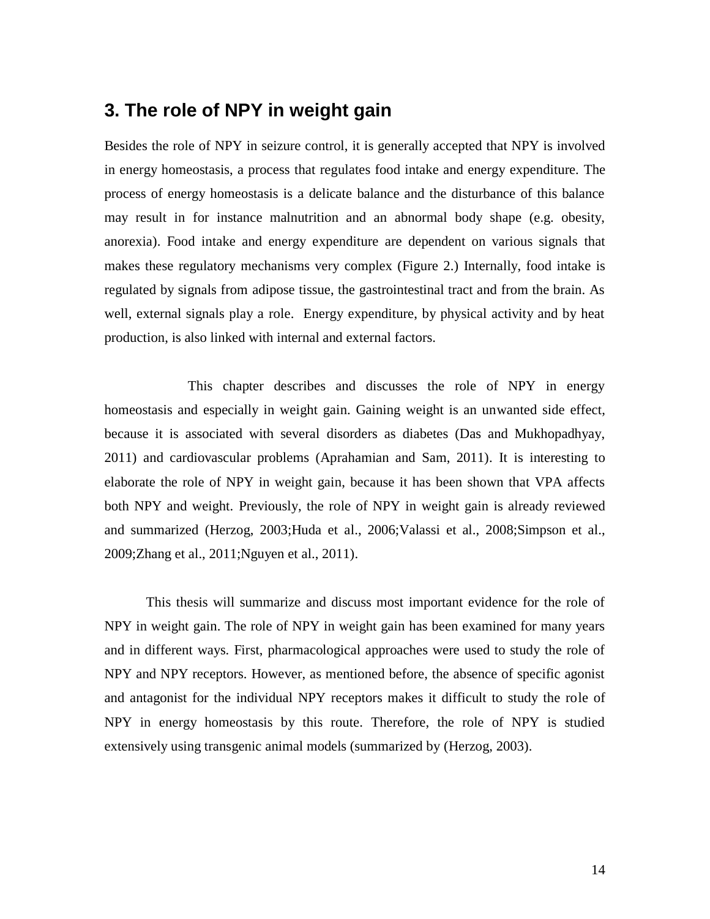## 3. The role of NPY in weight gain

Besides the role of NPY in seizure control, it is generally accepted that NPY is involved in energy homeostasis, a process that regulates food intake and energy expenditure. The process of energy homeostasis is a delicate balance and the disturbance of this balance may result in for instance malnutrition and an abnormal body shape (e.g. obesity, anorexia). Food intake and energy expenditure are dependent on various signals that makes these regulatory mechanisms very complex (Figure 2.) Internally, food intake is regulated by signals from adipose tissue, the gastrointestinal tract and from the brain. As well, external signals play a role. Energy expenditure, by physical activity and by heat production, is also linked with internal and external factors.

This chapter describes and discusses the role of NPY in energy homeostasis and especially in weight gain. Gaining weight is an unwanted side effect, because it is associated with several disorders as diabetes (Das and Mukhopadhyay, 2011) and cardiovascular problems (Aprahamian and Sam, 2011). It is interesting to elaborate the role of NPY in weight gain, because it has been shown that VPA affects both NPY and weight. Previously, the role of NPY in weight gain is already reviewed and summarized (Herzog, 2003;Huda et al., 2006;Valassi et al., 2008;Simpson et al., 2009;Zhang et al., 2011;Nguyen et al., 2011).

This thesis will summarize and discuss most important evidence for the role of NPY in weight gain. The role of NPY in weight gain has been examined for many years and in different ways. First, pharmacological approaches were used to study the role of NPY and NPY receptors. However, as mentioned before, the absence of specific agonist and antagonist for the individual NPY receptors makes it difficult to study the role of NPY in energy homeostasis by this route. Therefore, the role of NPY is studied extensively using transgenic animal models (summarized by (Herzog, 2003).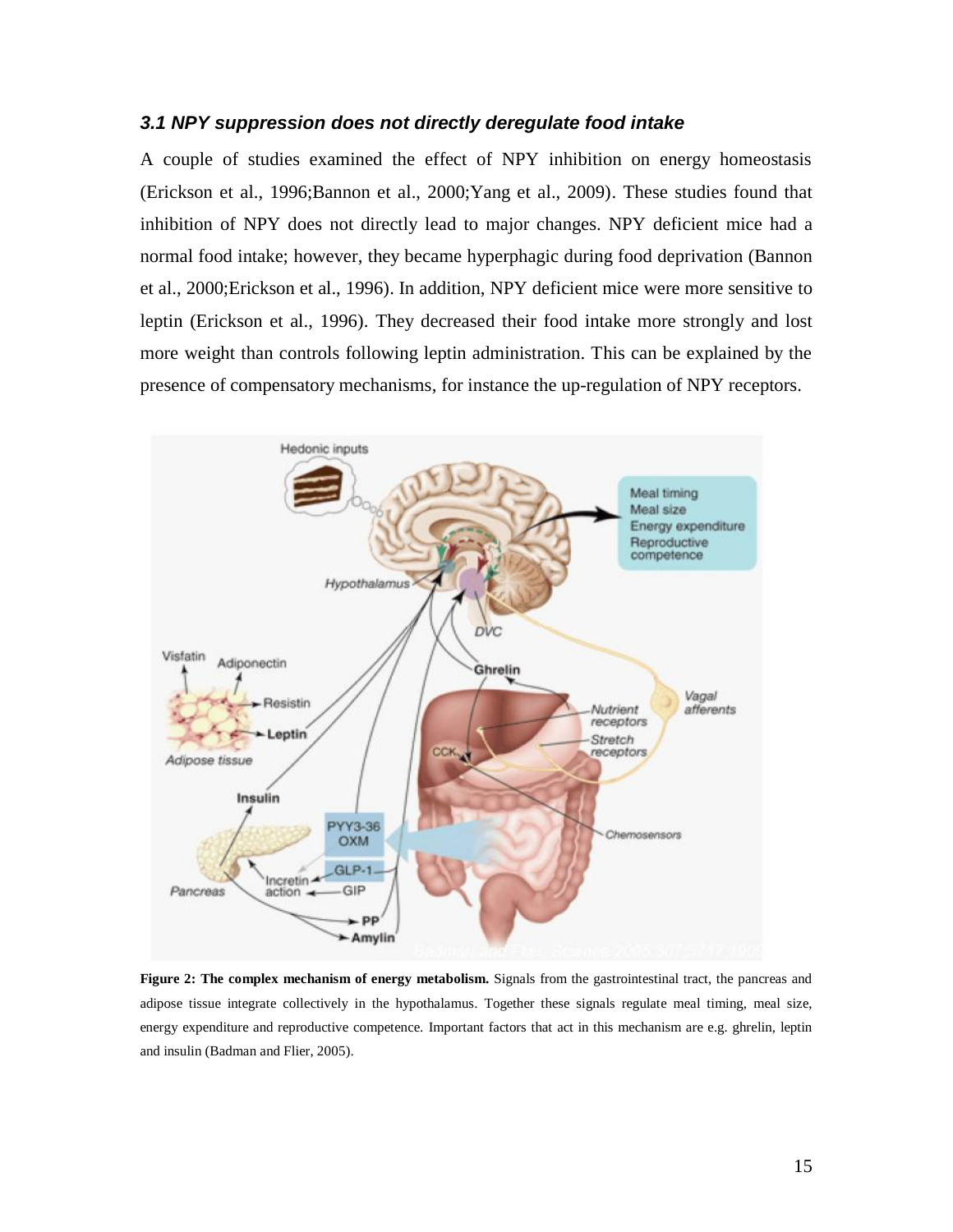### *3.1 NPY suppression does not directly deregulate food intake*

A couple of studies examined the effect of NPY inhibition on energy homeostasis (Erickson et al., 1996;Bannon et al., 2000;Yang et al., 2009). These studies found that inhibition of NPY does not directly lead to major changes. NPY deficient mice had a normal food intake; however, they became hyperphagic during food deprivation (Bannon et al., 2000;Erickson et al., 1996). In addition, NPY deficient mice were more sensitive to leptin (Erickson et al., 1996). They decreased their food intake more strongly and lost more weight than controls following leptin administration. This can be explained by the presence of compensatory mechanisms, for instance the up-regulation of NPY receptors.

**Figure 2: The complex mechanism of energy metabolism.** Signals from the gastrointestinal tract, the pancreas and adipose tissue integrate collectively in the hypothalamus. Together these signals regulate meal timing, meal size, energy expenditure and reproductive competence. Important factors that act in this mechanism are e.g. ghrelin, leptin and insulin (Badman and Flier, 2005).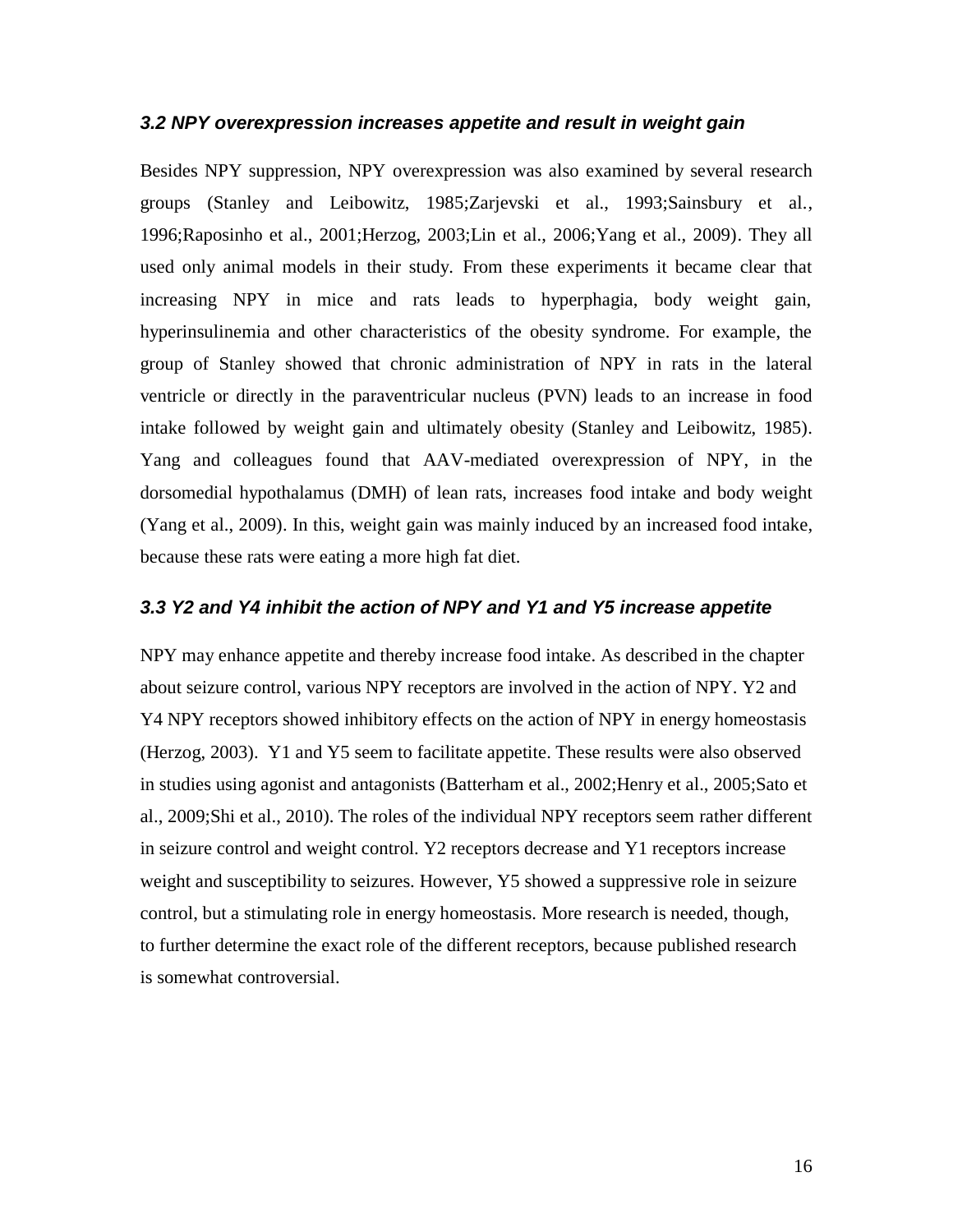### *3.2 NPY overexpression increases appetite and result in weight gain*

Besides NPY suppression, NPY overexpression was also examined by several research groups (Stanley and Leibowitz, 1985;Zarjevski et al., 1993;Sainsbury et al., 1996;Raposinho et al., 2001;Herzog, 2003;Lin et al., 2006;Yang et al., 2009). They all used only animal models in their study. From these experiments it became clear that increasing NPY in mice and rats leads to hyperphagia, body weight gain, hyperinsulinemia and other characteristics of the obesity syndrome. For example, the group of Stanley showed that chronic administration of NPY in rats in the lateral ventricle or directly in the paraventricular nucleus (PVN) leads to an increase in food intake followed by weight gain and ultimately obesity (Stanley and Leibowitz, 1985). Yang and colleagues found that AAV-mediated overexpression of NPY, in the dorsomedial hypothalamus (DMH) of lean rats, increases food intake and body weight (Yang et al., 2009). In this, weight gain was mainly induced by an increased food intake, because these rats were eating a more high fat diet.

### *3.3 Y2 and Y4 inhibit the action of NPY and Y1 and Y5 increase appetite*

NPY may enhance appetite and thereby increase food intake. As described in the chapter about seizure control, various NPY receptors are involved in the action of NPY. Y2 and Y4 NPY receptors showed inhibitory effects on the action of NPY in energy homeostasis (Herzog, 2003). Y1 and Y5 seem to facilitate appetite. These results were also observed in studies using agonist and antagonists (Batterham et al., 2002;Henry et al., 2005;Sato et al., 2009;Shi et al., 2010). The roles of the individual NPY receptors seem rather different in seizure control and weight control. Y2 receptors decrease and Y1 receptors increase weight and susceptibility to seizures. However, Y5 showed a suppressive role in seizure control, but a stimulating role in energy homeostasis. More research is needed, though, to further determine the exact role of the different receptors, because published research is somewhat controversial.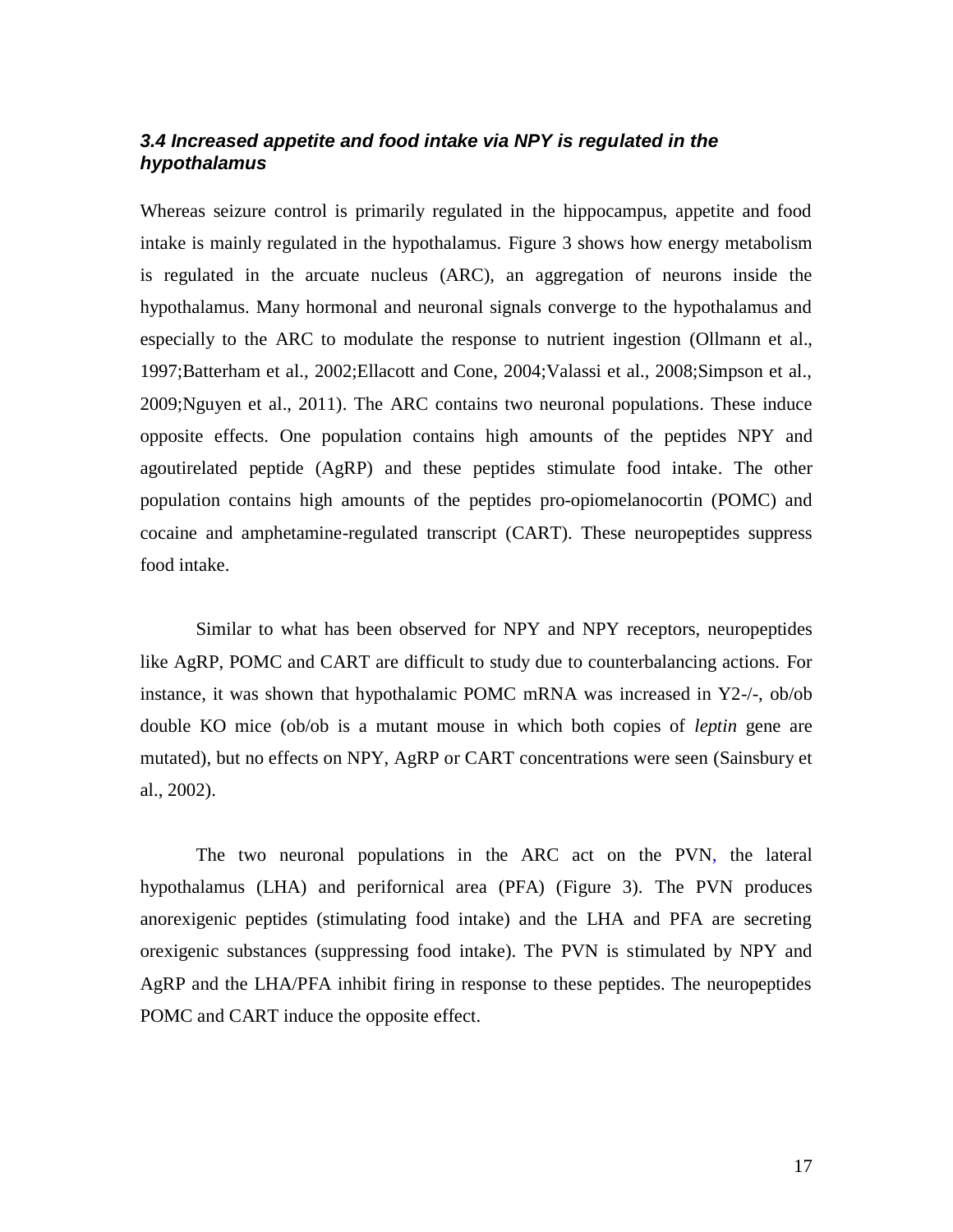### *3.4 Increased appetite and food intake via NPY is regulated in the hypothalamus*

Whereas seizure control is primarily regulated in the hippocampus, appetite and food intake is mainly regulated in the hypothalamus. Figure 3 shows how energy metabolism is regulated in the arcuate nucleus (ARC), an aggregation of neurons inside the hypothalamus. Many hormonal and neuronal signals converge to the hypothalamus and especially to the ARC to modulate the response to nutrient ingestion (Ollmann et al., 1997;Batterham et al., 2002;Ellacott and Cone, 2004;Valassi et al., 2008;Simpson et al., 2009;Nguyen et al., 2011). The ARC contains two neuronal populations. These induce opposite effects. One population contains high amounts of the peptides NPY and agoutirelated peptide (AgRP) and these peptides stimulate food intake. The other population contains high amounts of the peptides pro-opiomelanocortin (POMC) and cocaine and amphetamine-regulated transcript (CART). These neuropeptides suppress food intake.

Similar to what has been observed for NPY and NPY receptors, neuropeptides like AgRP, POMC and CART are difficult to study due to counterbalancing actions. For instance, it was shown that hypothalamic POMC mRNA was increased in Y2-/-, ob/ob double KO mice (ob/ob is a mutant mouse in which both copies of *leptin* gene are mutated), but no effects on NPY, AgRP or CART concentrations were seen (Sainsbury et al., 2002).

The two neuronal populations in the ARC act on the PVN, the lateral hypothalamus (LHA) and perifornical area (PFA) (Figure 3). The PVN produces anorexigenic peptides (stimulating food intake) and the LHA and PFA are secreting orexigenic substances (suppressing food intake). The PVN is stimulated by NPY and AgRP and the LHA/PFA inhibit firing in response to these peptides. The neuropeptides POMC and CART induce the opposite effect.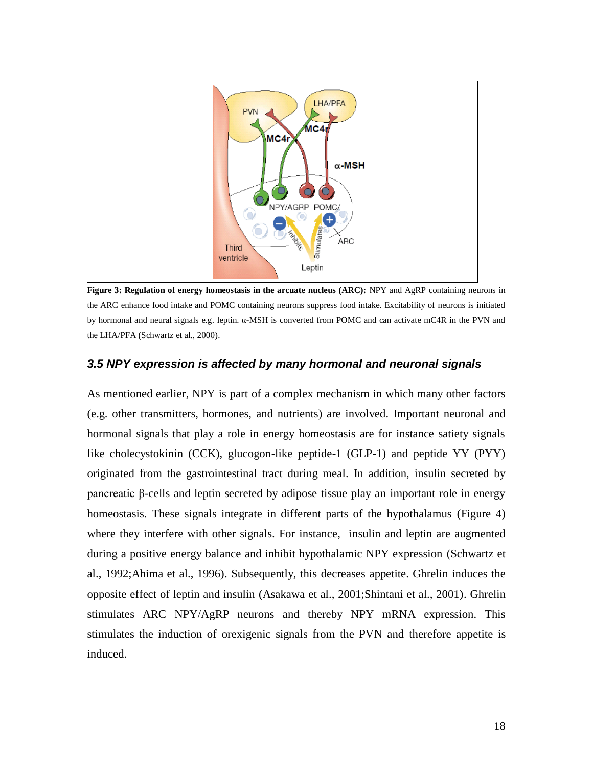**Figure 3: Regulation of energy homeostasis in the arcuate nucleus (ARC):** NPY and AgRP containing neurons in the ARC enhance food intake and POMC containing neurons suppress food intake. Excitability of neurons is initiated by hormonal and neural signals e.g. leptin. α-MSH is converted from POMC and can activate mC4R in the PVN and the LHA/PFA (Schwartz et al., 2000).

### *3.5 NPY expression is affected by many hormonal and neuronal signals*

As mentioned earlier, NPY is part of a complex mechanism in which many other factors (e.g. other transmitters, hormones, and nutrients) are involved. Important neuronal and hormonal signals that play a role in energy homeostasis are for instance satiety signals like cholecystokinin (CCK), glucogon-like peptide-1 (GLP-1) and peptide YY (PYY) originated from the gastrointestinal tract during meal. In addition, insulin secreted by pancreatic β-cells and leptin secreted by adipose tissue play an important role in energy homeostasis. These signals integrate in different parts of the hypothalamus (Figure 4) where they interfere with other signals. For instance, insulin and leptin are augmented during a positive energy balance and inhibit hypothalamic NPY expression (Schwartz et al., 1992;Ahima et al., 1996). Subsequently, this decreases appetite. Ghrelin induces the opposite effect of leptin and insulin (Asakawa et al., 2001;Shintani et al., 2001). Ghrelin stimulates ARC NPY/AgRP neurons and thereby NPY mRNA expression. This stimulates the induction of orexigenic signals from the PVN and therefore appetite is induced.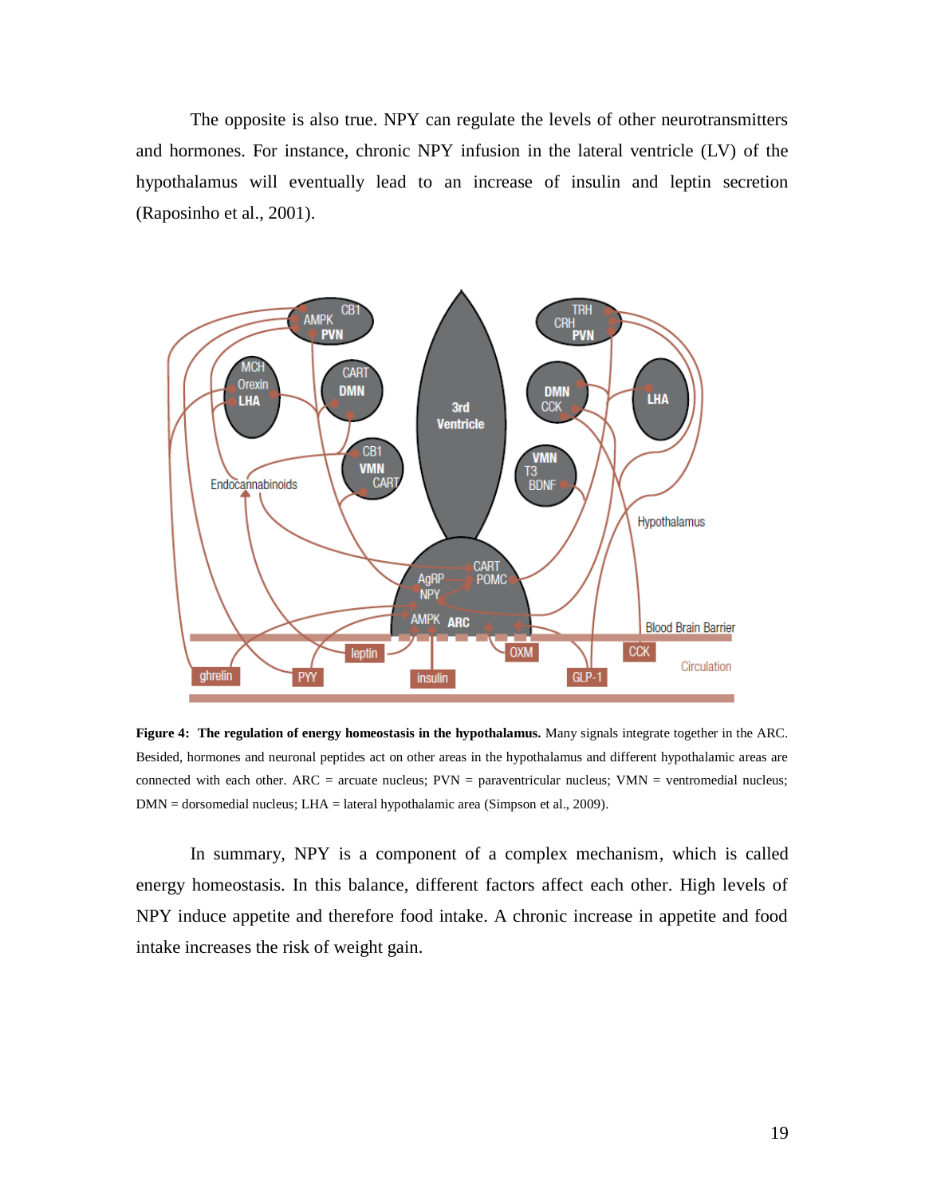The opposite is also true. NPY can regulate the levels of other neurotransmitters and hormones. For instance, chronic NPY infusion in the lateral ventricle (LV) of the hypothalamus will eventually lead to an increase of insulin and leptin secretion (Raposinho et al., 2001).

**Figure 4: The regulation of energy homeostasis in the hypothalamus.** Many signals integrate together in the ARC. Besided, hormones and neuronal peptides act on other areas in the hypothalamus and different hypothalamic areas are connected with each other. ARC = arcuate nucleus; PVN = paraventricular nucleus; VMN = ventromedial nucleus; DMN = dorsomedial nucleus; LHA = lateral hypothalamic area (Simpson et al., 2009).

In summary, NPY is a component of a complex mechanism, which is called energy homeostasis. In this balance, different factors affect each other. High levels of NPY induce appetite and therefore food intake. A chronic increase in appetite and food intake increases the risk of weight gain.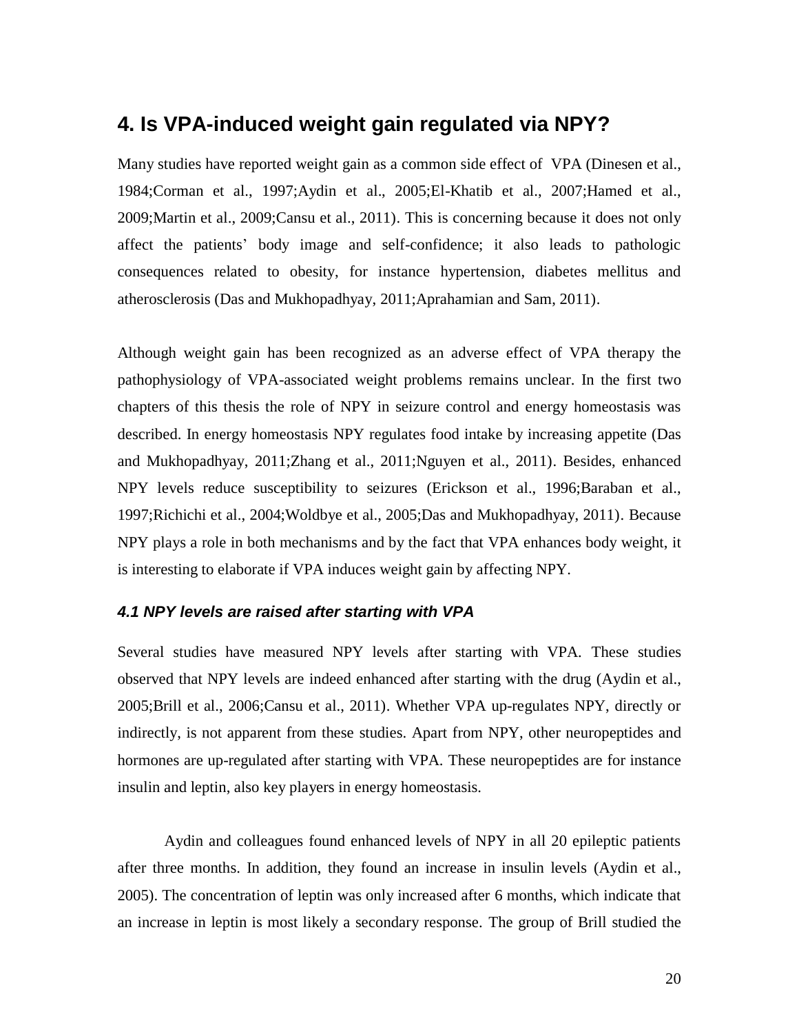## 4. Is VPA-induced weight gain regulated via NPY?

Many studies have reported weight gain as a common side effect of VPA (Dinesen et al., 1984;Corman et al., 1997;Aydin et al., 2005;El-Khatib et al., 2007;Hamed et al., 2009;Martin et al., 2009;Cansu et al., 2011). This is concerning because it does not only affect the patients' body image and self-confidence; it also leads to pathologic consequences related to obesity, for instance hypertension, diabetes mellitus and atherosclerosis (Das and Mukhopadhyay, 2011;Aprahamian and Sam, 2011).

Although weight gain has been recognized as an adverse effect of VPA therapy the pathophysiology of VPA-associated weight problems remains unclear. In the first two chapters of this thesis the role of NPY in seizure control and energy homeostasis was described. In energy homeostasis NPY regulates food intake by increasing appetite (Das and Mukhopadhyay, 2011;Zhang et al., 2011;Nguyen et al., 2011). Besides, enhanced NPY levels reduce susceptibility to seizures (Erickson et al., 1996;Baraban et al., 1997;Richichi et al., 2004;Woldbye et al., 2005;Das and Mukhopadhyay, 2011). Because NPY plays a role in both mechanisms and by the fact that VPA enhances body weight, it is interesting to elaborate if VPA induces weight gain by affecting NPY.

### *4.1 NPY levels are raised after starting with VPA*

Several studies have measured NPY levels after starting with VPA. These studies observed that NPY levels are indeed enhanced after starting with the drug (Aydin et al., 2005;Brill et al., 2006;Cansu et al., 2011). Whether VPA up-regulates NPY, directly or indirectly, is not apparent from these studies. Apart from NPY, other neuropeptides and hormones are up-regulated after starting with VPA. These neuropeptides are for instance insulin and leptin, also key players in energy homeostasis.

Aydin and colleagues found enhanced levels of NPY in all 20 epileptic patients after three months. In addition, they found an increase in insulin levels (Aydin et al., 2005). The concentration of leptin was only increased after 6 months, which indicate that an increase in leptin is most likely a secondary response. The group of Brill studied the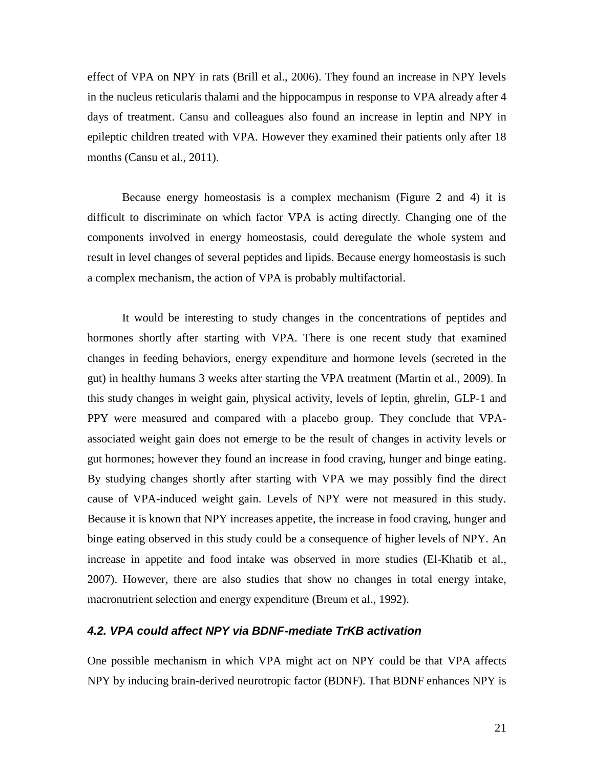effect of VPA on NPY in rats (Brill et al., 2006). They found an increase in NPY levels in the nucleus reticularis thalami and the hippocampus in response to VPA already after 4 days of treatment. Cansu and colleagues also found an increase in leptin and NPY in epileptic children treated with VPA. However they examined their patients only after 18 months (Cansu et al., 2011).

Because energy homeostasis is a complex mechanism (Figure 2 and 4) it is difficult to discriminate on which factor VPA is acting directly. Changing one of the components involved in energy homeostasis, could deregulate the whole system and result in level changes of several peptides and lipids. Because energy homeostasis is such a complex mechanism, the action of VPA is probably multifactorial.

It would be interesting to study changes in the concentrations of peptides and hormones shortly after starting with VPA. There is one recent study that examined changes in feeding behaviors, energy expenditure and hormone levels (secreted in the gut) in healthy humans 3 weeks after starting the VPA treatment (Martin et al., 2009). In this study changes in weight gain, physical activity, levels of leptin, ghrelin, GLP-1 and PPY were measured and compared with a placebo group. They conclude that VPA-associated weight gain does not emerge to be the result of changes in activity levels or gut hormones; however they found an increase in food craving, hunger and binge eating. By studying changes shortly after starting with VPA we may possibly find the direct cause of VPA-induced weight gain. Levels of NPY were not measured in this study. Because it is known that NPY increases appetite, the increase in food craving, hunger and binge eating observed in this study could be a consequence of higher levels of NPY. An increase in appetite and food intake was observed in more studies (El-Khatib et al., 2007). However, there are also studies that show no changes in total energy intake, macronutrient selection and energy expenditure (Breum et al., 1992).

### *4.2. VPA could affect NPY via BDNF-mediate TrKB activation*

One possible mechanism in which VPA might act on NPY could be that VPA affects NPY by inducing brain-derived neurotropic factor (BDNF). That BDNF enhances NPY is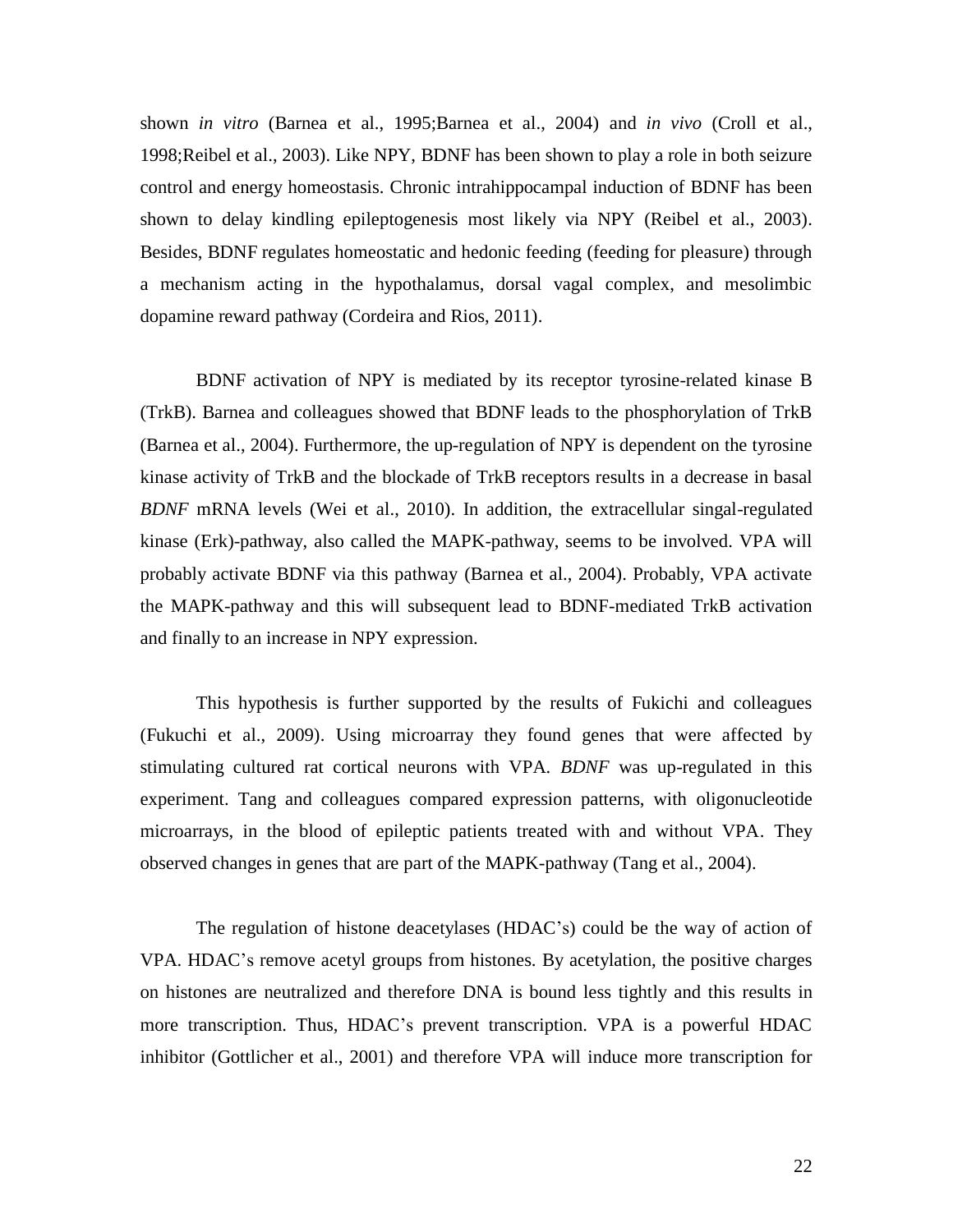shown *in vitro* (Barnea et al., 1995;Barnea et al., 2004) and *in vivo* (Croll et al., 1998;Reibel et al., 2003). Like NPY, BDNF has been shown to play a role in both seizure control and energy homeostasis. Chronic intrahippocampal induction of BDNF has been shown to delay kindling epileptogenesis most likely via NPY (Reibel et al., 2003). Besides, BDNF regulates homeostatic and hedonic feeding (feeding for pleasure) through a mechanism acting in the hypothalamus, dorsal vagal complex, and mesolimbic dopamine reward pathway (Cordeira and Rios, 2011).

BDNF activation of NPY is mediated by its receptor tyrosine-related kinase B (TrkB). Barnea and colleagues showed that BDNF leads to the phosphorylation of TrkB (Barnea et al., 2004). Furthermore, the up-regulation of NPY is dependent on the tyrosine kinase activity of TrkB and the blockade of TrkB receptors results in a decrease in basal *BDNF* mRNA levels (Wei et al., 2010). In addition, the extracellular singal-regulated kinase (Erk)-pathway, also called the MAPK-pathway, seems to be involved. VPA will probably activate BDNF via this pathway (Barnea et al., 2004). Probably, VPA activate the MAPK-pathway and this will subsequent lead to BDNF-mediated TrkB activation and finally to an increase in NPY expression.

This hypothesis is further supported by the results of Fukichi and colleagues (Fukuchi et al., 2009). Using microarray they found genes that were affected by stimulating cultured rat cortical neurons with VPA. *BDNF* was up-regulated in this experiment. Tang and colleagues compared expression patterns, with oligonucleotide microarrays, in the blood of epileptic patients treated with and without VPA. They observed changes in genes that are part of the MAPK-pathway (Tang et al., 2004).

The regulation of histone deacetylases (HDAC's) could be the way of action of VPA. HDAC's remove acetyl groups from histones. By acetylation, the positive charges on histones are neutralized and therefore DNA is bound less tightly and this results in more transcription. Thus, HDAC's prevent transcription. VPA is a powerful HDAC inhibitor (Gottlicher et al., 2001) and therefore VPA will induce more transcription for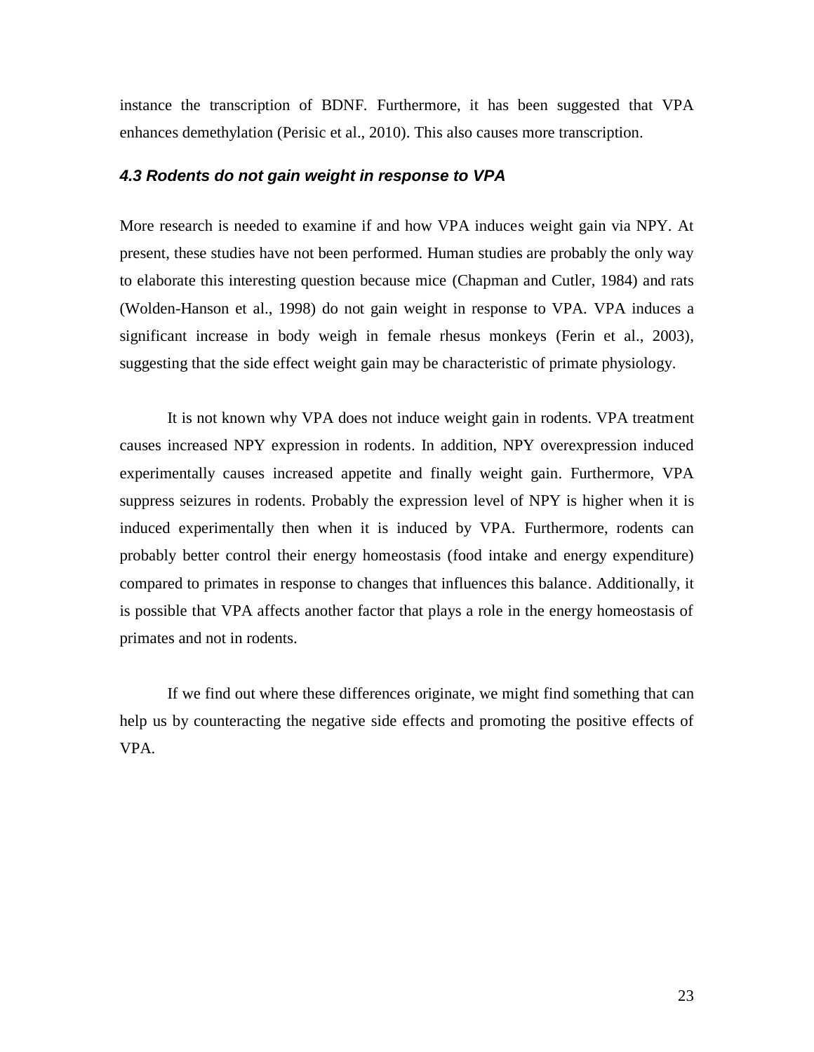instance the transcription of BDNF. Furthermore, it has been suggested that VPA enhances demethylation (Perisic et al., 2010). This also causes more transcription.

### *4.3 Rodents do not gain weight in response to VPA*

More research is needed to examine if and how VPA induces weight gain via NPY. At present, these studies have not been performed. Human studies are probably the only way to elaborate this interesting question because mice (Chapman and Cutler, 1984) and rats (Wolden-Hanson et al., 1998) do not gain weight in response to VPA. VPA induces a significant increase in body weigh in female rhesus monkeys (Ferin et al., 2003), suggesting that the side effect weight gain may be characteristic of primate physiology.

It is not known why VPA does not induce weight gain in rodents. VPA treatment causes increased NPY expression in rodents. In addition, NPY overexpression induced experimentally causes increased appetite and finally weight gain. Furthermore, VPA suppress seizures in rodents. Probably the expression level of NPY is higher when it is induced experimentally then when it is induced by VPA. Furthermore, rodents can probably better control their energy homeostasis (food intake and energy expenditure) compared to primates in response to changes that influences this balance. Additionally, it is possible that VPA affects another factor that plays a role in the energy homeostasis of primates and not in rodents.

If we find out where these differences originate, we might find something that can help us by counteracting the negative side effects and promoting the positive effects of VPA.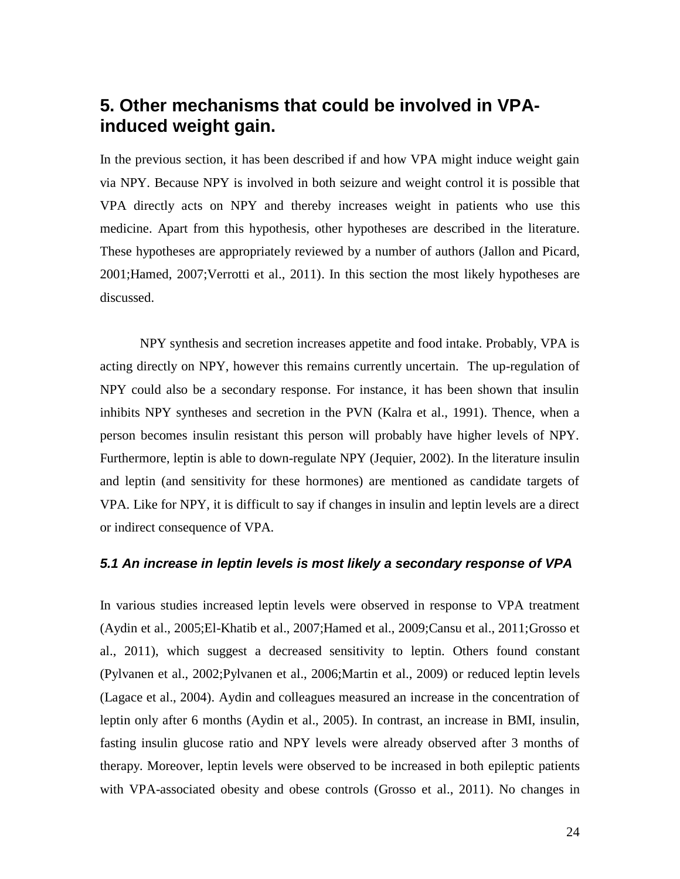## 5. Other mechanisms that could be involved in VPA-induced weight gain.

In the previous section, it has been described if and how VPA might induce weight gain via NPY. Because NPY is involved in both seizure and weight control it is possible that VPA directly acts on NPY and thereby increases weight in patients who use this medicine. Apart from this hypothesis, other hypotheses are described in the literature. These hypotheses are appropriately reviewed by a number of authors (Jallon and Picard, 2001;Hamed, 2007;Verrotti et al., 2011). In this section the most likely hypotheses are discussed.

NPY synthesis and secretion increases appetite and food intake. Probably, VPA is acting directly on NPY, however this remains currently uncertain. The up-regulation of NPY could also be a secondary response. For instance, it has been shown that insulin inhibits NPY syntheses and secretion in the PVN (Kalra et al., 1991). Thence, when a person becomes insulin resistant this person will probably have higher levels of NPY. Furthermore, leptin is able to down-regulate NPY (Jequier, 2002). In the literature insulin and leptin (and sensitivity for these hormones) are mentioned as candidate targets of VPA. Like for NPY, it is difficult to say if changes in insulin and leptin levels are a direct or indirect consequence of VPA.

### *5.1 An increase in leptin levels is most likely a secondary response of VPA*

In various studies increased leptin levels were observed in response to VPA treatment (Aydin et al., 2005;El-Khatib et al., 2007;Hamed et al., 2009;Cansu et al., 2011;Grosso et al., 2011), which suggest a decreased sensitivity to leptin. Others found constant (Pylvanen et al., 2002;Pylvanen et al., 2006;Martin et al., 2009) or reduced leptin levels (Lagace et al., 2004). Aydin and colleagues measured an increase in the concentration of leptin only after 6 months (Aydin et al., 2005). In contrast, an increase in BMI, insulin, fasting insulin glucose ratio and NPY levels were already observed after 3 months of therapy. Moreover, leptin levels were observed to be increased in both epileptic patients with VPA-associated obesity and obese controls (Grosso et al., 2011). No changes in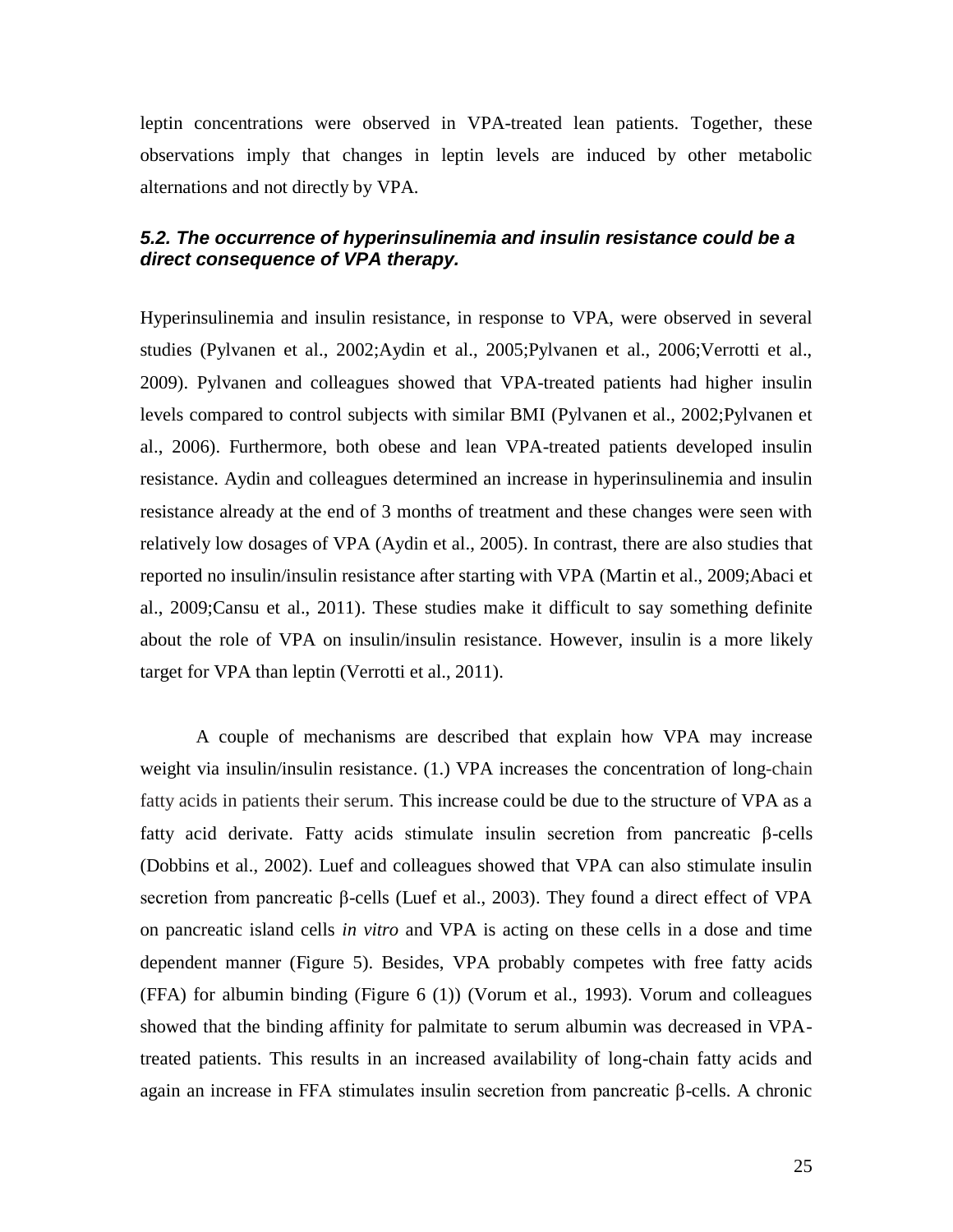leptin concentrations were observed in VPA-treated lean patients. Together, these observations imply that changes in leptin levels are induced by other metabolic alternations and not directly by VPA.

### *5.2. The occurrence of hyperinsulinemia and insulin resistance could be a direct consequence of VPA therapy.*

Hyperinsulinemia and insulin resistance, in response to VPA, were observed in several studies (Pylvanen et al., 2002;Aydin et al., 2005;Pylvanen et al., 2006;Verrotti et al., 2009). Pylvanen and colleagues showed that VPA-treated patients had higher insulin levels compared to control subjects with similar BMI (Pylvanen et al., 2002;Pylvanen et al., 2006). Furthermore, both obese and lean VPA-treated patients developed insulin resistance. Aydin and colleagues determined an increase in hyperinsulinemia and insulin resistance already at the end of 3 months of treatment and these changes were seen with relatively low dosages of VPA (Aydin et al., 2005). In contrast, there are also studies that reported no insulin/insulin resistance after starting with VPA (Martin et al., 2009;Abaci et al., 2009;Cansu et al., 2011). These studies make it difficult to say something definite about the role of VPA on insulin/insulin resistance. However, insulin is a more likely target for VPA than leptin (Verrotti et al., 2011).

A couple of mechanisms are described that explain how VPA may increase weight via insulin/insulin resistance. (1.) VPA increases the concentration of long-chain fatty acids in patients their serum. This increase could be due to the structure of VPA as a fatty acid derivate. Fatty acids stimulate insulin secretion from pancreatic β-cells (Dobbins et al., 2002). Luef and colleagues showed that VPA can also stimulate insulin secretion from pancreatic β-cells (Luef et al., 2003). They found a direct effect of VPA on pancreatic island cells *in vitro* and VPA is acting on these cells in a dose and time dependent manner (Figure 5). Besides, VPA probably competes with free fatty acids (FFA) for albumin binding (Figure 6 (1)) (Vorum et al., 1993). Vorum and colleagues showed that the binding affinity for palmitate to serum albumin was decreased in VPA-treated patients. This results in an increased availability of long-chain fatty acids and again an increase in FFA stimulates insulin secretion from pancreatic β-cells. A chronic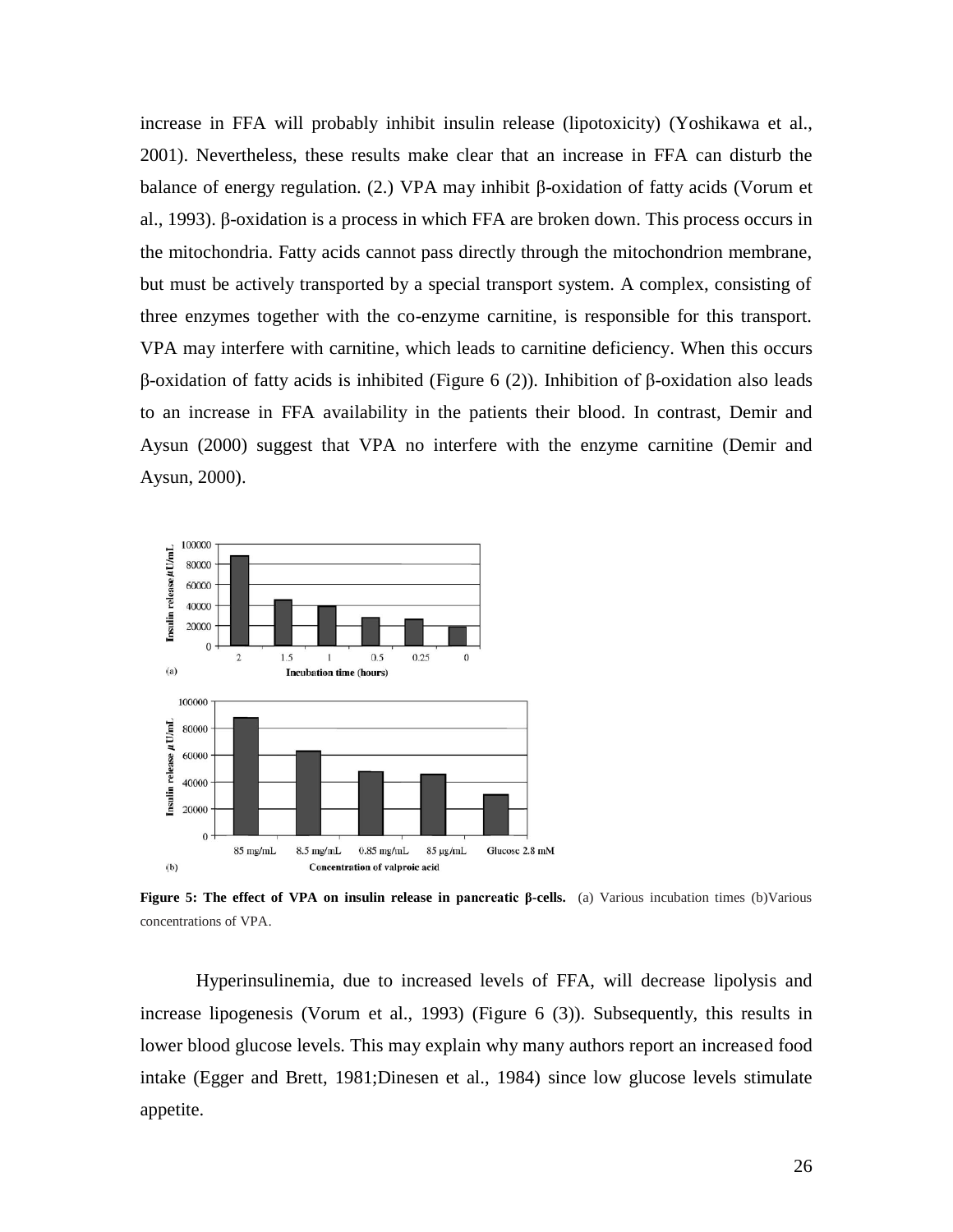increase in FFA will probably inhibit insulin release (lipotoxicity) (Yoshikawa et al., 2001). Nevertheless, these results make clear that an increase in FFA can disturb the balance of energy regulation. (2.) VPA may inhibit β-oxidation of fatty acids (Vorum et al., 1993). β-oxidation is a process in which FFA are broken down. This process occurs in the mitochondria. Fatty acids cannot pass directly through the mitochondrion membrane, but must be actively transported by a special transport system. A complex, consisting of three enzymes together with the co-enzyme carnitine, is responsible for this transport. VPA may interfere with carnitine, which leads to carnitine deficiency. When this occurs β-oxidation of fatty acids is inhibited (Figure 6 (2)). Inhibition of β-oxidation also leads to an increase in FFA availability in the patients their blood. In contrast, Demir and Aysun (2000) suggest that VPA no interfere with the enzyme carnitine (Demir and Aysun, 2000).

**Figure 5: The effect of VPA on insulin release in pancreatic β-cells.** (a) Various incubation times (b)Various concentrations of VPA.

Hyperinsulinemia, due to increased levels of FFA, will decrease lipolysis and increase lipogenesis (Vorum et al., 1993) (Figure 6 (3)). Subsequently, this results in lower blood glucose levels. This may explain why many authors report an increased food intake (Egger and Brett, 1981;Dinesen et al., 1984) since low glucose levels stimulate appetite.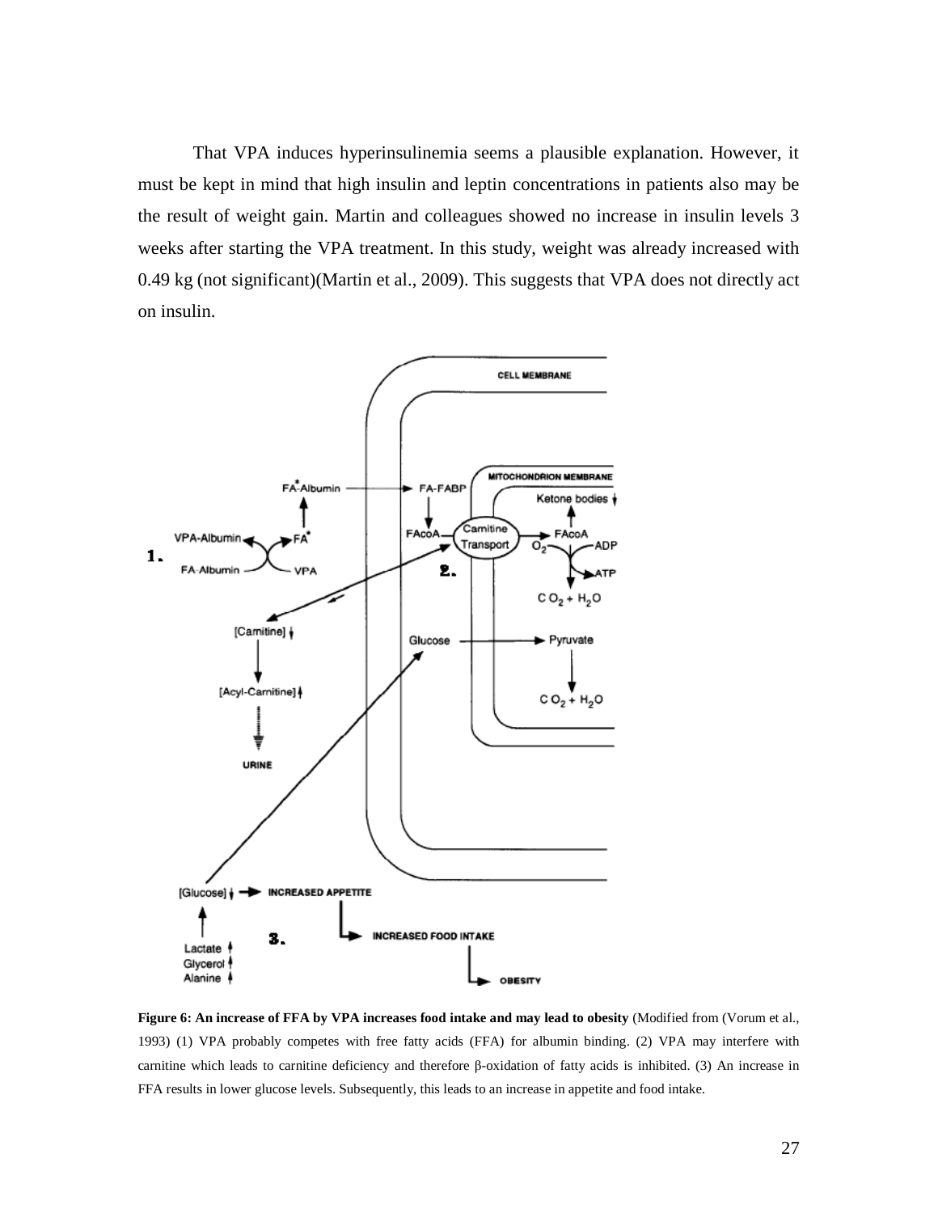That VPA induces hyperinsulinemia seems a plausible explanation. However, it must be kept in mind that high insulin and leptin concentrations in patients also may be the result of weight gain. Martin and colleagues showed no increase in insulin levels 3 weeks after starting the VPA treatment. In this study, weight was already increased with 0.49 kg (not significant)(Martin et al., 2009). This suggests that VPA does not directly act on insulin.

**Figure 6: An increase of FFA by VPA increases food intake and may lead to obesity** (Modified from (Vorum et al., 1993) (1) VPA probably competes with free fatty acids (FFA) for albumin binding. (2) VPA may interfere with carnitine which leads to carnitine deficiency and therefore β-oxidation of fatty acids is inhibited. (3) An increase in FFA results in lower glucose levels. Subsequently, this leads to an increase in appetite and food intake.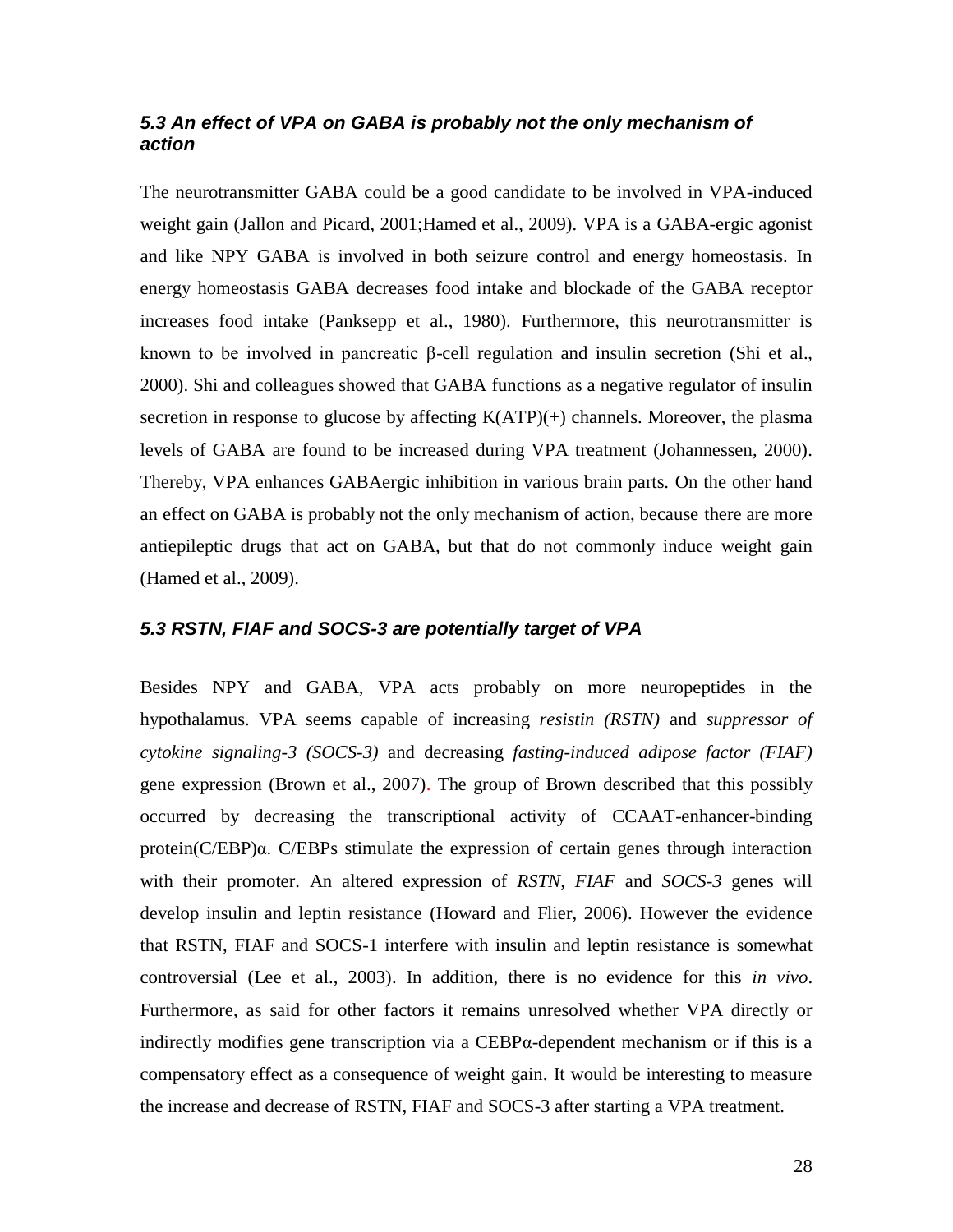### *5.3 An effect of VPA on GABA is probably not the only mechanism of action*

The neurotransmitter GABA could be a good candidate to be involved in VPA-induced weight gain (Jallon and Picard, 2001;Hamed et al., 2009). VPA is a GABA-ergic agonist and like NPY GABA is involved in both seizure control and energy homeostasis. In energy homeostasis GABA decreases food intake and blockade of the GABA receptor increases food intake (Panksepp et al., 1980). Furthermore, this neurotransmitter is known to be involved in pancreatic β-cell regulation and insulin secretion (Shi et al., 2000). Shi and colleagues showed that GABA functions as a negative regulator of insulin secretion in response to glucose by affecting K(ATP)(+) channels. Moreover, the plasma levels of GABA are found to be increased during VPA treatment (Johannessen, 2000). Thereby, VPA enhances GABAergic inhibition in various brain parts. On the other hand an effect on GABA is probably not the only mechanism of action, because there are more antiepileptic drugs that act on GABA, but that do not commonly induce weight gain (Hamed et al., 2009).

### *5.3 RSTN, FIAF and SOCS-3 are potentially target of VPA*

Besides NPY and GABA, VPA acts probably on more neuropeptides in the hypothalamus. VPA seems capable of increasing *resistin (RSTN)* and *suppressor of cytokine signaling-3 (SOCS-3)* and decreasing *fasting-induced adipose factor (FIAF)* gene expression (Brown et al., 2007). The group of Brown described that this possibly occurred by decreasing the transcriptional activity of CCAAT-enhancer-binding protein(C/EBP)α. C/EBPs stimulate the expression of certain genes through interaction with their promoter. An altered expression of *RSTN*, *FIAF* and *SOCS-3* genes will develop insulin and leptin resistance (Howard and Flier, 2006). However the evidence that RSTN, FIAF and SOCS-1 interfere with insulin and leptin resistance is somewhat controversial (Lee et al., 2003). In addition, there is no evidence for this *in vivo*. Furthermore, as said for other factors it remains unresolved whether VPA directly or indirectly modifies gene transcription via a CEBPα-dependent mechanism or if this is a compensatory effect as a consequence of weight gain. It would be interesting to measure the increase and decrease of RSTN, FIAF and SOCS-3 after starting a VPA treatment.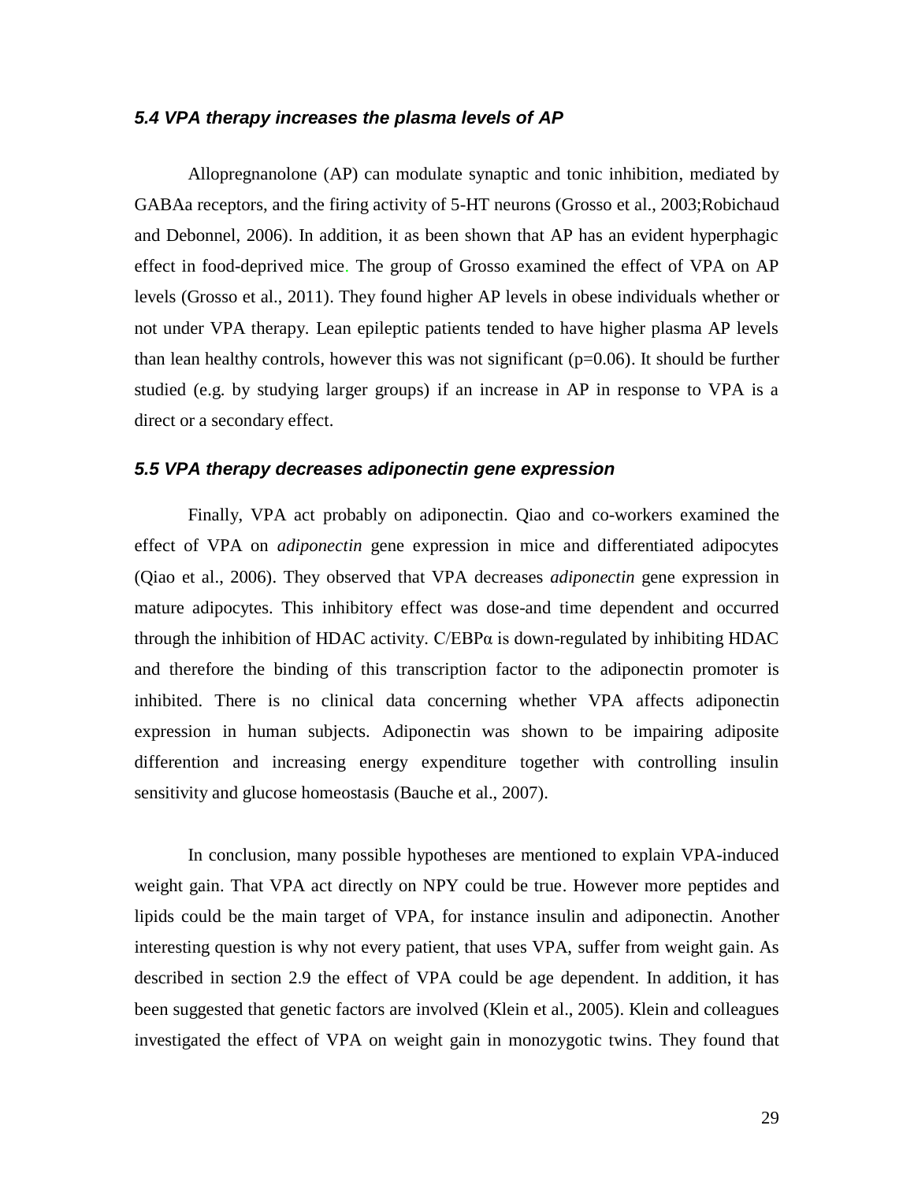### *5.4 VPA therapy increases the plasma levels of AP*

Allopregnanolone (AP) can modulate synaptic and tonic inhibition, mediated by GABAa receptors, and the firing activity of 5-HT neurons (Grosso et al., 2003;Robichaud and Debonnel, 2006). In addition, it as been shown that AP has an evident hyperphagic effect in food-deprived mice. The group of Grosso examined the effect of VPA on AP levels (Grosso et al., 2011). They found higher AP levels in obese individuals whether or not under VPA therapy. Lean epileptic patients tended to have higher plasma AP levels than lean healthy controls, however this was not significant ($p=0.06$). It should be further studied (e.g. by studying larger groups) if an increase in AP in response to VPA is a direct or a secondary effect.

### *5.5 VPA therapy decreases adiponectin gene expression*

Finally, VPA act probably on adiponectin. Qiao and co-workers examined the effect of VPA on *adiponectin* gene expression in mice and differentiated adipocytes (Qiao et al., 2006). They observed that VPA decreases *adiponectin* gene expression in mature adipocytes. This inhibitory effect was dose-and time dependent and occurred through the inhibition of HDAC activity. C/EBPα is down-regulated by inhibiting HDAC and therefore the binding of this transcription factor to the adiponectin promoter is inhibited. There is no clinical data concerning whether VPA affects adiponectin expression in human subjects. Adiponectin was shown to be impairing adiposite differention and increasing energy expenditure together with controlling insulin sensitivity and glucose homeostasis (Bauche et al., 2007).

In conclusion, many possible hypotheses are mentioned to explain VPA-induced weight gain. That VPA act directly on NPY could be true. However more peptides and lipids could be the main target of VPA, for instance insulin and adiponectin. Another interesting question is why not every patient, that uses VPA, suffer from weight gain. As described in section 2.9 the effect of VPA could be age dependent. In addition, it has been suggested that genetic factors are involved (Klein et al., 2005). Klein and colleagues investigated the effect of VPA on weight gain in monozygotic twins. They found that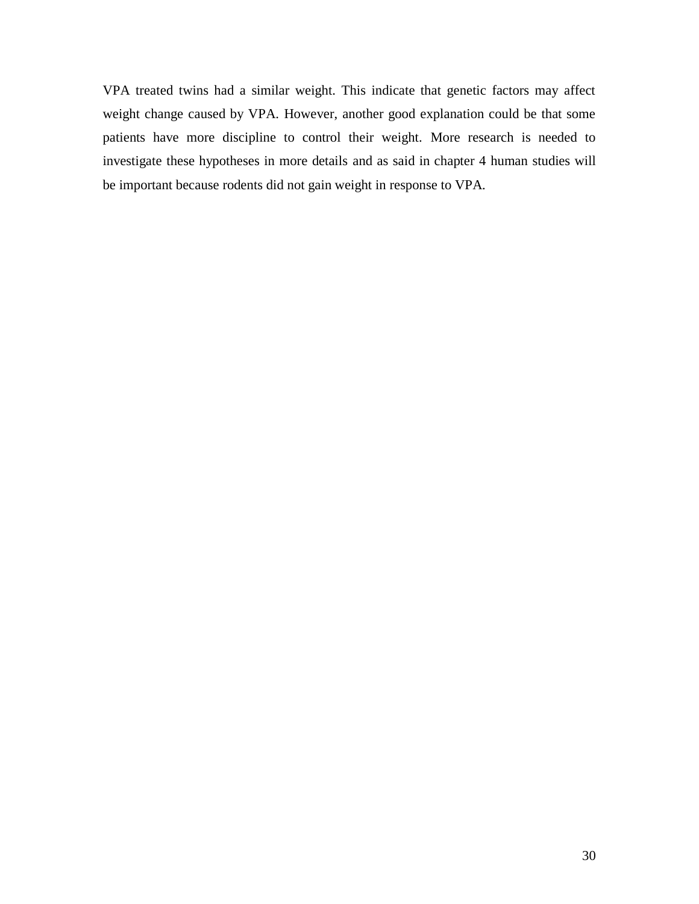VPA treated twins had a similar weight. This indicate that genetic factors may affect weight change caused by VPA. However, another good explanation could be that some patients have more discipline to control their weight. More research is needed to investigate these hypotheses in more details and as said in chapter 4 human studies will be important because rodents did not gain weight in response to VPA.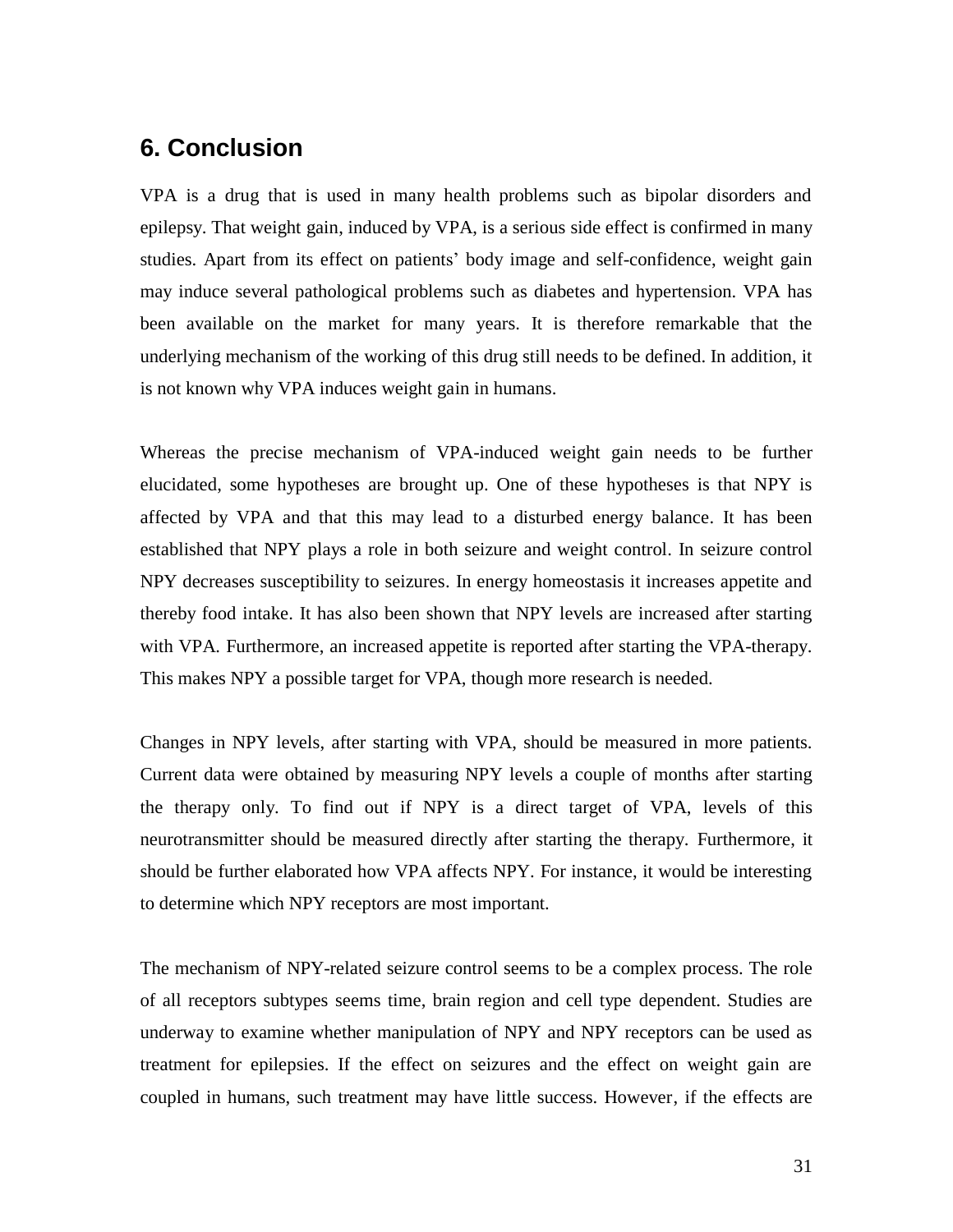## 6. Conclusion

VPA is a drug that is used in many health problems such as bipolar disorders and epilepsy. That weight gain, induced by VPA, is a serious side effect is confirmed in many studies. Apart from its effect on patients' body image and self-confidence, weight gain may induce several pathological problems such as diabetes and hypertension. VPA has been available on the market for many years. It is therefore remarkable that the underlying mechanism of the working of this drug still needs to be defined. In addition, it is not known why VPA induces weight gain in humans.

Whereas the precise mechanism of VPA-induced weight gain needs to be further elucidated, some hypotheses are brought up. One of these hypotheses is that NPY is affected by VPA and that this may lead to a disturbed energy balance. It has been established that NPY plays a role in both seizure and weight control. In seizure control NPY decreases susceptibility to seizures. In energy homeostasis it increases appetite and thereby food intake. It has also been shown that NPY levels are increased after starting with VPA. Furthermore, an increased appetite is reported after starting the VPA-therapy. This makes NPY a possible target for VPA, though more research is needed.

Changes in NPY levels, after starting with VPA, should be measured in more patients. Current data were obtained by measuring NPY levels a couple of months after starting the therapy only. To find out if NPY is a direct target of VPA, levels of this neurotransmitter should be measured directly after starting the therapy. Furthermore, it should be further elaborated how VPA affects NPY. For instance, it would be interesting to determine which NPY receptors are most important.

The mechanism of NPY-related seizure control seems to be a complex process. The role of all receptors subtypes seems time, brain region and cell type dependent. Studies are underway to examine whether manipulation of NPY and NPY receptors can be used as treatment for epilepsies. If the effect on seizures and the effect on weight gain are coupled in humans, such treatment may have little success. However, if the effects are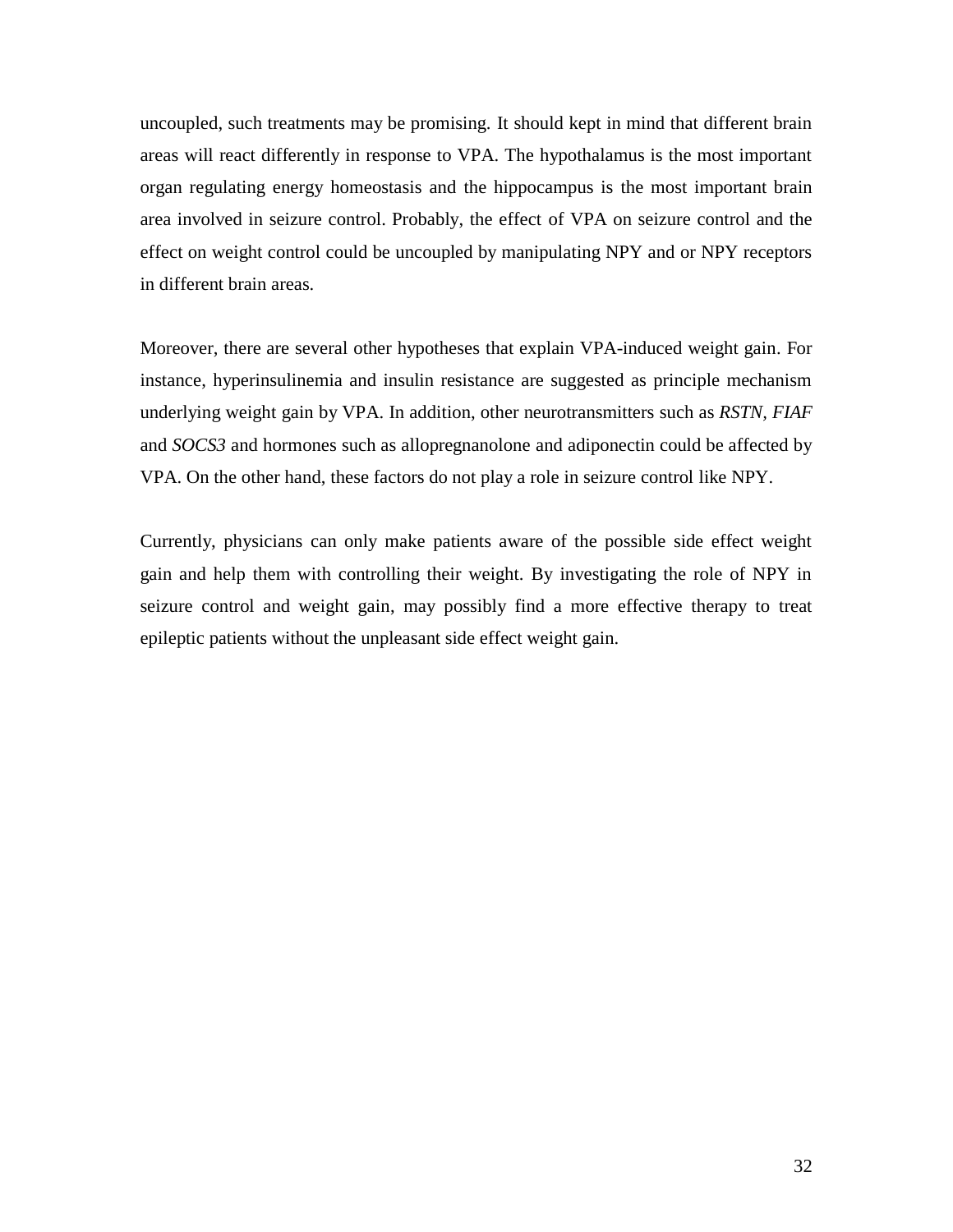uncoupled, such treatments may be promising. It should kept in mind that different brain areas will react differently in response to VPA. The hypothalamus is the most important organ regulating energy homeostasis and the hippocampus is the most important brain area involved in seizure control. Probably, the effect of VPA on seizure control and the effect on weight control could be uncoupled by manipulating NPY and or NPY receptors in different brain areas.

Moreover, there are several other hypotheses that explain VPA-induced weight gain. For instance, hyperinsulinemia and insulin resistance are suggested as principle mechanism underlying weight gain by VPA. In addition, other neurotransmitters such as *RSTN*, *FIAF* and *SOCS3* and hormones such as allopregnanolone and adiponectin could be affected by VPA. On the other hand, these factors do not play a role in seizure control like NPY.

Currently, physicians can only make patients aware of the possible side effect weight gain and help them with controlling their weight. By investigating the role of NPY in seizure control and weight gain, may possibly find a more effective therapy to treat epileptic patients without the unpleasant side effect weight gain.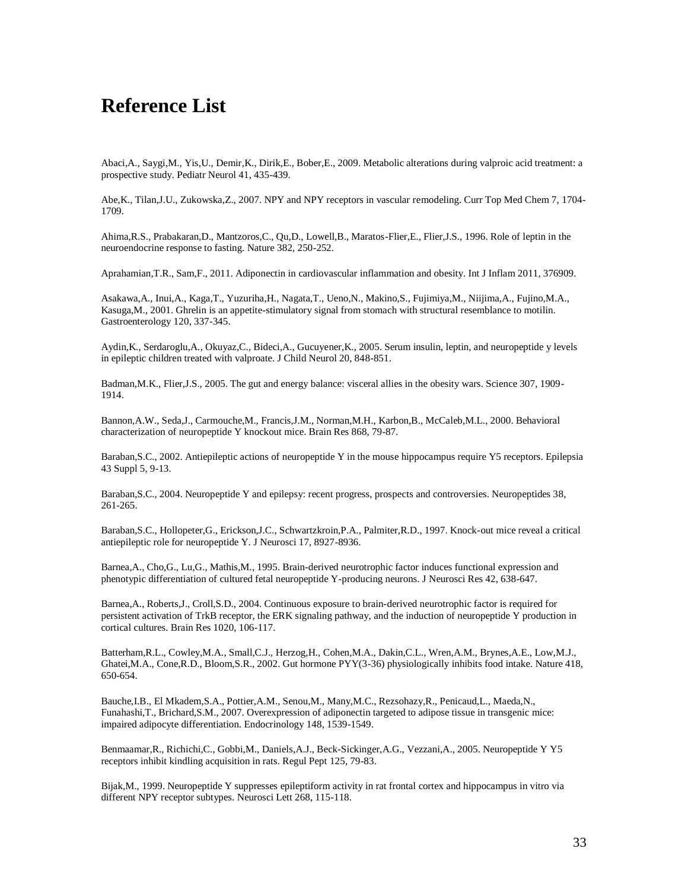# Reference List

Abaci,A., Saygi,M., Yis,U., Demir,K., Dirik,E., Bober,E., 2009. Metabolic alterations during valproic acid treatment: a prospective study. Pediatr Neurol 41, 435-439.

Abe,K., Tilan,J.U., Zukowska,Z., 2007. NPY and NPY receptors in vascular remodeling. Curr Top Med Chem 7, 1704-1709.

Ahima,R.S., Prabakaran,D., Mantzoros,C., Qu,D., Lowell,B., Maratos-Flier,E., Flier,J.S., 1996. Role of leptin in the neuroendocrine response to fasting. Nature 382, 250-252.

Aprahamian,T.R., Sam,F., 2011. Adiponectin in cardiovascular inflammation and obesity. Int J Inflam 2011, 376909.

Asakawa,A., Inui,A., Kaga,T., Yuzuriha,H., Nagata,T., Ueno,N., Makino,S., Fujimiya,M., Niijima,A., Fujino,M.A., Kasuga,M., 2001. Ghrelin is an appetite-stimulatory signal from stomach with structural resemblance to motilin. Gastroenterology 120, 337-345.

Aydin,K., Serdaroglu,A., Okuyaz,C., Bideci,A., Gucuyener,K., 2005. Serum insulin, leptin, and neuropeptide y levels in epileptic children treated with valproate. J Child Neurol 20, 848-851.

Badman,M.K., Flier,J.S., 2005. The gut and energy balance: visceral allies in the obesity wars. Science 307, 1909-1914.

Bannon,A.W., Seda,J., Carmouche,M., Francis,J.M., Norman,M.H., Karbon,B., McCaleb,M.L., 2000. Behavioral characterization of neuropeptide Y knockout mice. Brain Res 868, 79-87.

Baraban,S.C., 2002. Antiepileptic actions of neuropeptide Y in the mouse hippocampus require Y5 receptors. Epilepsia 43 Suppl 5, 9-13.

Baraban,S.C., 2004. Neuropeptide Y and epilepsy: recent progress, prospects and controversies. Neuropeptides 38, 261-265.

Baraban,S.C., Hollopeter,G., Erickson,J.C., Schwartzkroin,P.A., Palmiter,R.D., 1997. Knock-out mice reveal a critical antiepileptic role for neuropeptide Y. J Neurosci 17, 8927-8936.

Barnea,A., Cho,G., Lu,G., Mathis,M., 1995. Brain-derived neurotrophic factor induces functional expression and phenotypic differentiation of cultured fetal neuropeptide Y-producing neurons. J Neurosci Res 42, 638-647.

Barnea,A., Roberts,J., Croll,S.D., 2004. Continuous exposure to brain-derived neurotrophic factor is required for persistent activation of TrkB receptor, the ERK signaling pathway, and the induction of neuropeptide Y production in cortical cultures. Brain Res 1020, 106-117.

Batterham,R.L., Cowley,M.A., Small,C.J., Herzog,H., Cohen,M.A., Dakin,C.L., Wren,A.M., Brynes,A.E., Low,M.J., Ghatei,M.A., Cone,R.D., Bloom,S.R., 2002. Gut hormone PYY(3-36) physiologically inhibits food intake. Nature 418, 650-654.

Bauche,I.B., El Mkadem,S.A., Pottier,A.M., Senou,M., Many,M.C., Rezsohazy,R., Penicaud,L., Maeda,N., Funahashi,T., Brichard,S.M., 2007. Overexpression of adiponectin targeted to adipose tissue in transgenic mice: impaired adipocyte differentiation. Endocrinology 148, 1539-1549.

Benmaamar,R., Richichi,C., Gobbi,M., Daniels,A.J., Beck-Sickinger,A.G., Vezzani,A., 2005. Neuropeptide Y Y5 receptors inhibit kindling acquisition in rats. Regul Pept 125, 79-83.

Bijak,M., 1999. Neuropeptide Y suppresses epileptiform activity in rat frontal cortex and hippocampus in vitro via different NPY receptor subtypes. Neurosci Lett 268, 115-118.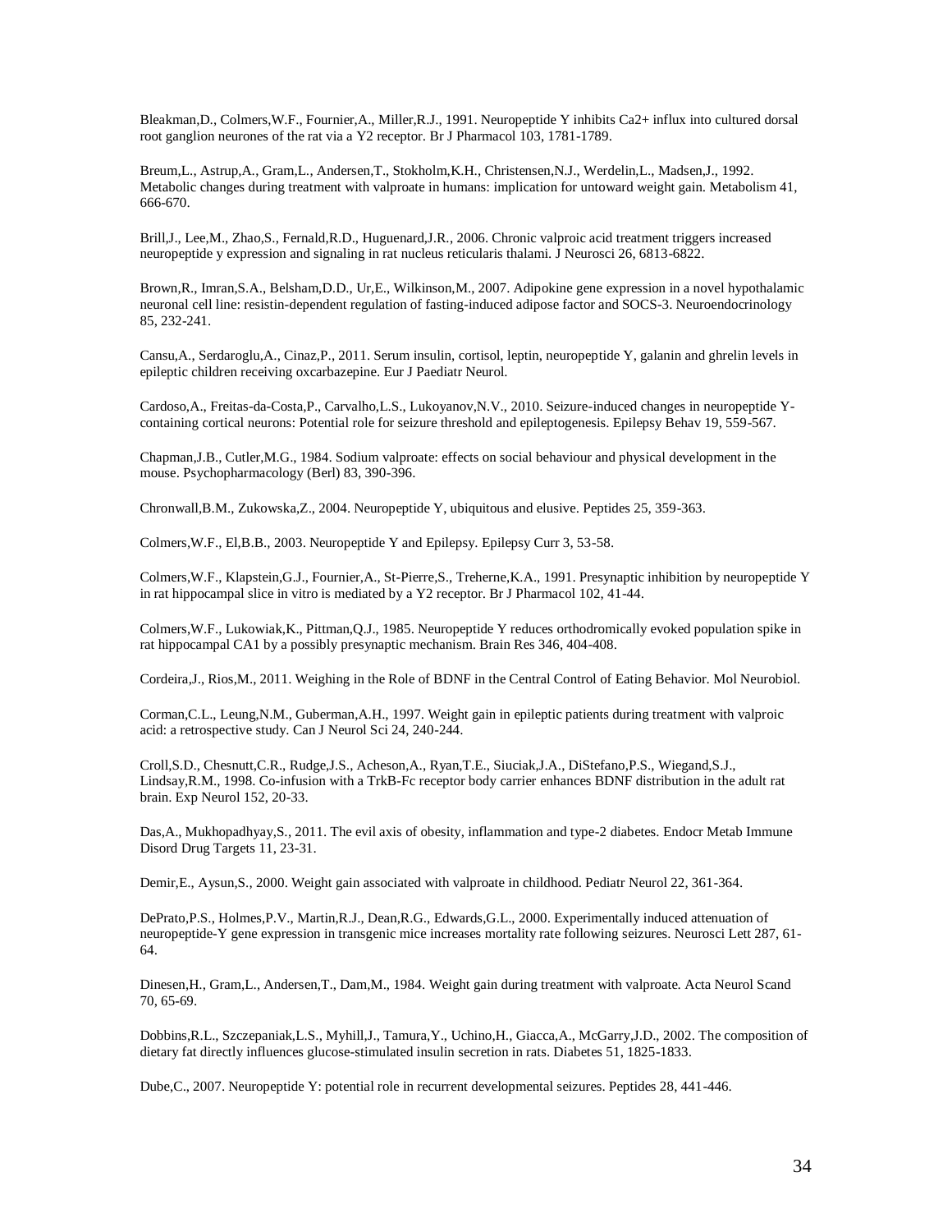Bleakman,D., Colmers,W.F., Fournier,A., Miller,R.J., 1991. Neuropeptide Y inhibits Ca2+ influx into cultured dorsal root ganglion neurones of the rat via a Y2 receptor. Br J Pharmacol 103, 1781-1789.

Breum,L., Astrup,A., Gram,L., Andersen,T., Stokholm,K.H., Christensen,N.J., Werdelin,L., Madsen,J., 1992. Metabolic changes during treatment with valproate in humans: implication for untoward weight gain. Metabolism 41, 666-670.

Brill,J., Lee,M., Zhao,S., Fernald,R.D., Huguenard,J.R., 2006. Chronic valproic acid treatment triggers increased neuropeptide y expression and signaling in rat nucleus reticularis thalami. J Neurosci 26, 6813-6822.

Brown,R., Imran,S.A., Belsham,D.D., Ur,E., Wilkinson,M., 2007. Adipokine gene expression in a novel hypothalamic neuronal cell line: resistin-dependent regulation of fasting-induced adipose factor and SOCS-3. Neuroendocrinology 85, 232-241.

Cansu,A., Serdaroglu,A., Cinaz,P., 2011. Serum insulin, cortisol, leptin, neuropeptide Y, galanin and ghrelin levels in epileptic children receiving oxcarbazepine. Eur J Paediatr Neurol.

Cardoso,A., Freitas-da-Costa,P., Carvalho,L.S., Lukoyanov,N.V., 2010. Seizure-induced changes in neuropeptide Y-containing cortical neurons: Potential role for seizure threshold and epileptogenesis. Epilepsy Behav 19, 559-567.

Chapman,J.B., Cutler,M.G., 1984. Sodium valproate: effects on social behaviour and physical development in the mouse. Psychopharmacology (Berl) 83, 390-396.

Chronwall,B.M., Zukowska,Z., 2004. Neuropeptide Y, ubiquitous and elusive. Peptides 25, 359-363.

Colmers,W.F., El,B.B., 2003. Neuropeptide Y and Epilepsy. Epilepsy Curr 3, 53-58.

Colmers,W.F., Klapstein,G.J., Fournier,A., St-Pierre,S., Treherne,K.A., 1991. Presynaptic inhibition by neuropeptide Y in rat hippocampal slice in vitro is mediated by a Y2 receptor. Br J Pharmacol 102, 41-44.

Colmers,W.F., Lukowiak,K., Pittman,Q.J., 1985. Neuropeptide Y reduces orthodromically evoked population spike in rat hippocampal CA1 by a possibly presynaptic mechanism. Brain Res 346, 404-408.

Cordeira,J., Rios,M., 2011. Weighing in the Role of BDNF in the Central Control of Eating Behavior. Mol Neurobiol.

Corman,C.L., Leung,N.M., Guberman,A.H., 1997. Weight gain in epileptic patients during treatment with valproic acid: a retrospective study. Can J Neurol Sci 24, 240-244.

Croll,S.D., Chesnutt,C.R., Rudge,J.S., Acheson,A., Ryan,T.E., Siuciak,J.A., DiStefano,P.S., Wiegand,S.J., Lindsay,R.M., 1998. Co-infusion with a TrkB-Fc receptor body carrier enhances BDNF distribution in the adult rat brain. Exp Neurol 152, 20-33.

Das,A., Mukhopadhyay,S., 2011. The evil axis of obesity, inflammation and type-2 diabetes. Endocr Metab Immune Disord Drug Targets 11, 23-31.

Demir,E., Aysun,S., 2000. Weight gain associated with valproate in childhood. Pediatr Neurol 22, 361-364.

DePrato,P.S., Holmes,P.V., Martin,R.J., Dean,R.G., Edwards,G.L., 2000. Experimentally induced attenuation of neuropeptide-Y gene expression in transgenic mice increases mortality rate following seizures. Neurosci Lett 287, 61-64.

Dinesen,H., Gram,L., Andersen,T., Dam,M., 1984. Weight gain during treatment with valproate. Acta Neurol Scand 70, 65-69.

Dobbins,R.L., Szczepaniak,L.S., Myhill,J., Tamura,Y., Uchino,H., Giacca,A., McGarry,J.D., 2002. The composition of dietary fat directly influences glucose-stimulated insulin secretion in rats. Diabetes 51, 1825-1833.

Dube,C., 2007. Neuropeptide Y: potential role in recurrent developmental seizures. Peptides 28, 441-446.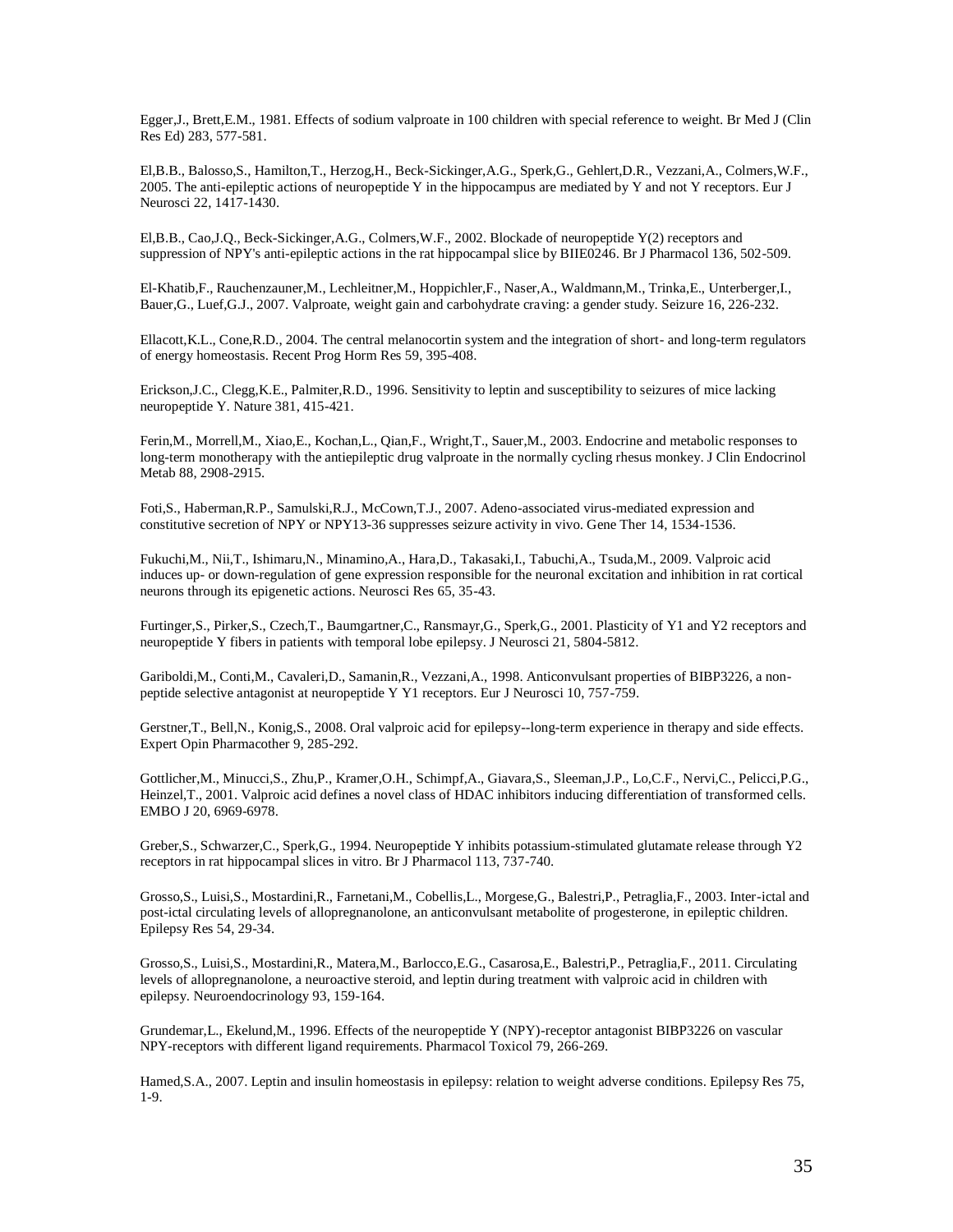Egger,J., Brett,E.M., 1981. Effects of sodium valproate in 100 children with special reference to weight. Br Med J (Clin Res Ed) 283, 577-581.

El,B.B., Balosso,S., Hamilton,T., Herzog,H., Beck-Sickinger,A.G., Sperk,G., Gehlert,D.R., Vezzani,A., Colmers,W.F., 2005. The anti-epileptic actions of neuropeptide Y in the hippocampus are mediated by Y and not Y receptors. Eur J Neurosci 22, 1417-1430.

El,B.B., Cao,J.Q., Beck-Sickinger,A.G., Colmers,W.F., 2002. Blockade of neuropeptide Y(2) receptors and suppression of NPY's anti-epileptic actions in the rat hippocampal slice by BIIE0246. Br J Pharmacol 136, 502-509.

El-Khatib,F., Rauchenzauner,M., Lechleitner,M., Hoppichler,F., Naser,A., Waldmann,M., Trinka,E., Unterberger,I., Bauer,G., Luef,G.J., 2007. Valproate, weight gain and carbohydrate craving: a gender study. Seizure 16, 226-232.

Ellacott,K.L., Cone,R.D., 2004. The central melanocortin system and the integration of short- and long-term regulators of energy homeostasis. Recent Prog Horm Res 59, 395-408.

Erickson,J.C., Clegg,K.E., Palmiter,R.D., 1996. Sensitivity to leptin and susceptibility to seizures of mice lacking neuropeptide Y. Nature 381, 415-421.

Ferin,M., Morrell,M., Xiao,E., Kochan,L., Qian,F., Wright,T., Sauer,M., 2003. Endocrine and metabolic responses to long-term monotherapy with the antiepileptic drug valproate in the normally cycling rhesus monkey. J Clin Endocrinol Metab 88, 2908-2915.

Foti,S., Haberman,R.P., Samulski,R.J., McCown,T.J., 2007. Adeno-associated virus-mediated expression and constitutive secretion of NPY or NPY13-36 suppresses seizure activity in vivo. Gene Ther 14, 1534-1536.

Fukuchi,M., Nii,T., Ishimaru,N., Minamino,A., Hara,D., Takasaki,I., Tabuchi,A., Tsuda,M., 2009. Valproic acid induces up- or down-regulation of gene expression responsible for the neuronal excitation and inhibition in rat cortical neurons through its epigenetic actions. Neurosci Res 65, 35-43.

Furtinger,S., Pirker,S., Czech,T., Baumgartner,C., Ransmayr,G., Sperk,G., 2001. Plasticity of Y1 and Y2 receptors and neuropeptide Y fibers in patients with temporal lobe epilepsy. J Neurosci 21, 5804-5812.

Gariboldi,M., Conti,M., Cavaleri,D., Samanin,R., Vezzani,A., 1998. Anticonvulsant properties of BIBP3226, a non-peptide selective antagonist at neuropeptide Y Y1 receptors. Eur J Neurosci 10, 757-759.

Gerstner,T., Bell,N., Konig,S., 2008. Oral valproic acid for epilepsy--long-term experience in therapy and side effects. Expert Opin Pharmacother 9, 285-292.

Gottlicher,M., Minucci,S., Zhu,P., Kramer,O.H., Schimpf,A., Giavara,S., Sleeman,J.P., Lo,C.F., Nervi,C., Pelicci,P.G., Heinzel,T., 2001. Valproic acid defines a novel class of HDAC inhibitors inducing differentiation of transformed cells. EMBO J 20, 6969-6978.

Greber,S., Schwarzer,C., Sperk,G., 1994. Neuropeptide Y inhibits potassium-stimulated glutamate release through Y2 receptors in rat hippocampal slices in vitro. Br J Pharmacol 113, 737-740.

Grosso,S., Luisi,S., Mostardini,R., Farnetani,M., Cobellis,L., Morgese,G., Balestri,P., Petraglia,F., 2003. Inter-ictal and post-ictal circulating levels of allopregnanolone, an anticonvulsant metabolite of progesterone, in epileptic children. Epilepsy Res 54, 29-34.

Grosso,S., Luisi,S., Mostardini,R., Matera,M., Barlocco,E.G., Casarosa,E., Balestri,P., Petraglia,F., 2011. Circulating levels of allopregnanolone, a neuroactive steroid, and leptin during treatment with valproic acid in children with epilepsy. Neuroendocrinology 93, 159-164.

Grundemar,L., Ekelund,M., 1996. Effects of the neuropeptide Y (NPY)-receptor antagonist BIBP3226 on vascular NPY-receptors with different ligand requirements. Pharmacol Toxicol 79, 266-269.

Hamed,S.A., 2007. Leptin and insulin homeostasis in epilepsy: relation to weight adverse conditions. Epilepsy Res 75, 1-9.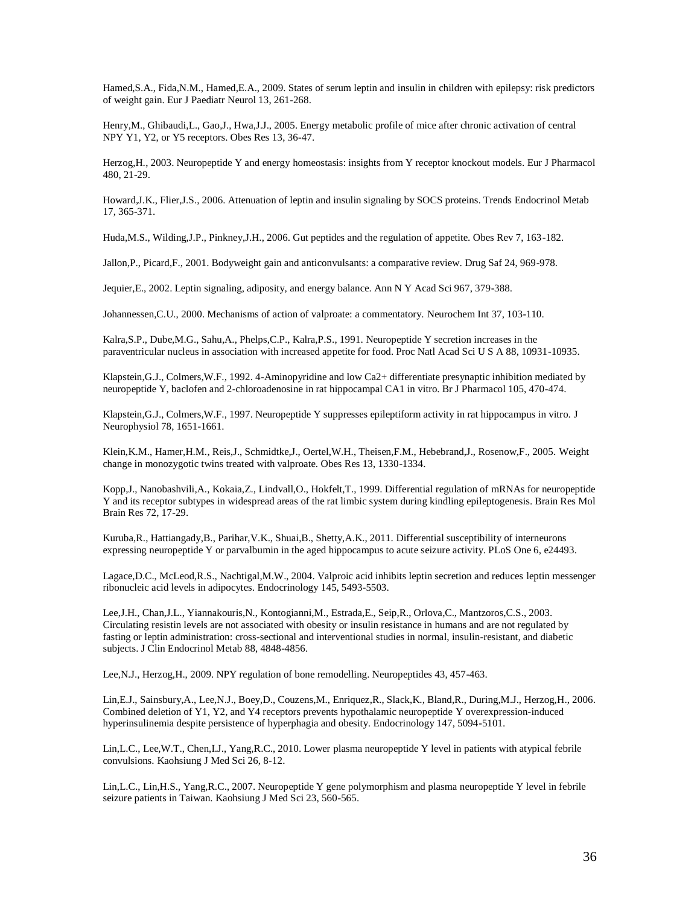Hamed,S.A., Fida,N.M., Hamed,E.A., 2009. States of serum leptin and insulin in children with epilepsy: risk predictors of weight gain. Eur J Paediatr Neurol 13, 261-268.

Henry,M., Ghibaudi,L., Gao,J., Hwa,J.J., 2005. Energy metabolic profile of mice after chronic activation of central NPY Y1, Y2, or Y5 receptors. Obes Res 13, 36-47.

Herzog,H., 2003. Neuropeptide Y and energy homeostasis: insights from Y receptor knockout models. Eur J Pharmacol 480, 21-29.

Howard,J.K., Flier,J.S., 2006. Attenuation of leptin and insulin signaling by SOCS proteins. Trends Endocrinol Metab 17, 365-371.

Huda,M.S., Wilding,J.P., Pinkney,J.H., 2006. Gut peptides and the regulation of appetite. Obes Rev 7, 163-182.

Jallon,P., Picard,F., 2001. Bodyweight gain and anticonvulsants: a comparative review. Drug Saf 24, 969-978.

Jequier,E., 2002. Leptin signaling, adiposity, and energy balance. Ann N Y Acad Sci 967, 379-388.

Johannessen,C.U., 2000. Mechanisms of action of valproate: a commentatory. Neurochem Int 37, 103-110.

Kalra,S.P., Dube,M.G., Sahu,A., Phelps,C.P., Kalra,P.S., 1991. Neuropeptide Y secretion increases in the paraventricular nucleus in association with increased appetite for food. Proc Natl Acad Sci U S A 88, 10931-10935.

Klapstein,G.J., Colmers,W.F., 1992. 4-Aminopyridine and low Ca2+ differentiate presynaptic inhibition mediated by neuropeptide Y, baclofen and 2-chloroadenosine in rat hippocampal CA1 in vitro. Br J Pharmacol 105, 470-474.

Klapstein,G.J., Colmers,W.F., 1997. Neuropeptide Y suppresses epileptiform activity in rat hippocampus in vitro. J Neurophysiol 78, 1651-1661.

Klein,K.M., Hamer,H.M., Reis,J., Schmidtke,J., Oertel,W.H., Theisen,F.M., Hebebrand,J., Rosenow,F., 2005. Weight change in monozygotic twins treated with valproate. Obes Res 13, 1330-1334.

Kopp,J., Nanobashvili,A., Kokaia,Z., Lindvall,O., Hokfelt,T., 1999. Differential regulation of mRNAs for neuropeptide Y and its receptor subtypes in widespread areas of the rat limbic system during kindling epileptogenesis. Brain Res Mol Brain Res 72, 17-29.

Kuruba,R., Hattiangady,B., Parihar,V.K., Shuai,B., Shetty,A.K., 2011. Differential susceptibility of interneurons expressing neuropeptide Y or parvalbumin in the aged hippocampus to acute seizure activity. PLoS One 6, e24493.

Lagace,D.C., McLeod,R.S., Nachtigal,M.W., 2004. Valproic acid inhibits leptin secretion and reduces leptin messenger ribonucleic acid levels in adipocytes. Endocrinology 145, 5493-5503.

Lee,J.H., Chan,J.L., Yiannakouris,N., Kontogianni,M., Estrada,E., Seip,R., Orlova,C., Mantzoros,C.S., 2003. Circulating resistin levels are not associated with obesity or insulin resistance in humans and are not regulated by fasting or leptin administration: cross-sectional and interventional studies in normal, insulin-resistant, and diabetic subjects. J Clin Endocrinol Metab 88, 4848-4856.

Lee,N.J., Herzog,H., 2009. NPY regulation of bone remodelling. Neuropeptides 43, 457-463.

Lin,E.J., Sainsbury,A., Lee,N.J., Boey,D., Couzens,M., Enriquez,R., Slack,K., Bland,R., During,M.J., Herzog,H., 2006. Combined deletion of Y1, Y2, and Y4 receptors prevents hypothalamic neuropeptide Y overexpression-induced hyperinsulinemia despite persistence of hyperphagia and obesity. Endocrinology 147, 5094-5101.

Lin,L.C., Lee,W.T., Chen,I.J., Yang,R.C., 2010. Lower plasma neuropeptide Y level in patients with atypical febrile convulsions. Kaohsiung J Med Sci 26, 8-12.

Lin,L.C., Lin,H.S., Yang,R.C., 2007. Neuropeptide Y gene polymorphism and plasma neuropeptide Y level in febrile seizure patients in Taiwan. Kaohsiung J Med Sci 23, 560-565.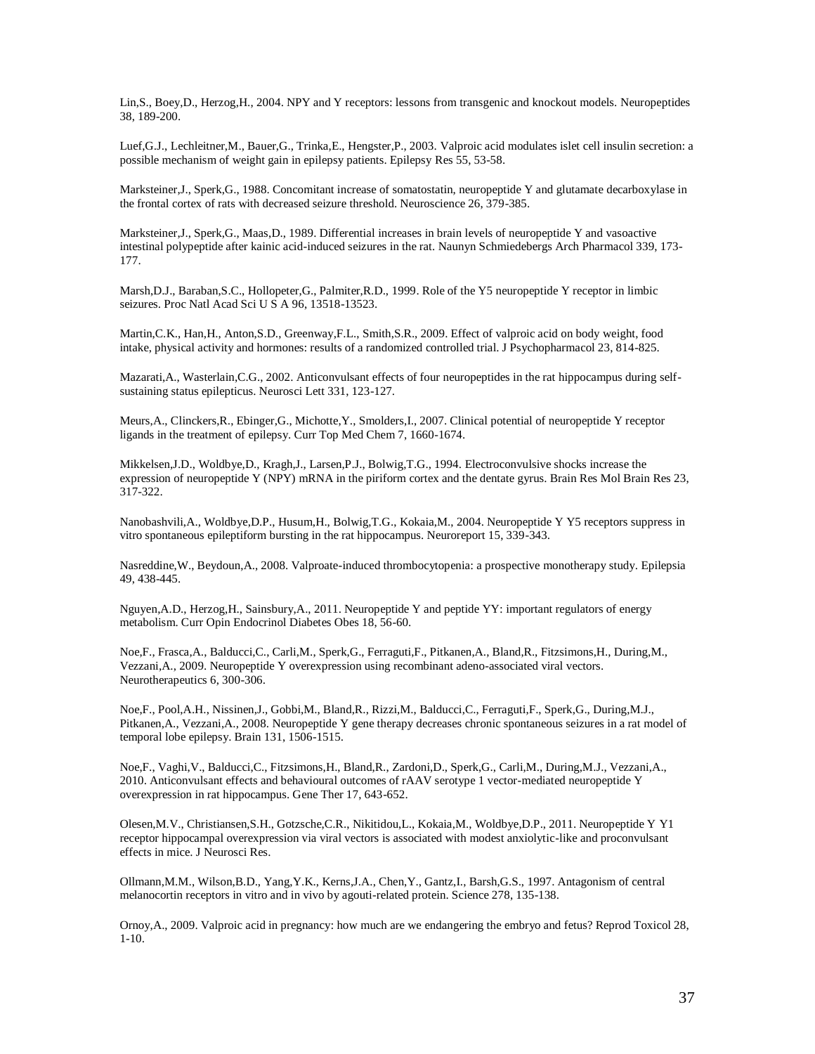Lin,S., Boey,D., Herzog,H., 2004. NPY and Y receptors: lessons from transgenic and knockout models. Neuropeptides 38, 189-200.

Luef,G.J., Lechleitner,M., Bauer,G., Trinka,E., Hengster,P., 2003. Valproic acid modulates islet cell insulin secretion: a possible mechanism of weight gain in epilepsy patients. Epilepsy Res 55, 53-58.

Marksteiner,J., Sperk,G., 1988. Concomitant increase of somatostatin, neuropeptide Y and glutamate decarboxylase in the frontal cortex of rats with decreased seizure threshold. Neuroscience 26, 379-385.

Marksteiner,J., Sperk,G., Maas,D., 1989. Differential increases in brain levels of neuropeptide Y and vasoactive intestinal polypeptide after kainic acid-induced seizures in the rat. Naunyn Schmiedebergs Arch Pharmacol 339, 173-177.

Marsh,D.J., Baraban,S.C., Hollopeter,G., Palmiter,R.D., 1999. Role of the Y5 neuropeptide Y receptor in limbic seizures. Proc Natl Acad Sci U S A 96, 13518-13523.

Martin,C.K., Han,H., Anton,S.D., Greenway,F.L., Smith,S.R., 2009. Effect of valproic acid on body weight, food intake, physical activity and hormones: results of a randomized controlled trial. J Psychopharmacol 23, 814-825.

Mazarati,A., Wasterlain,C.G., 2002. Anticonvulsant effects of four neuropeptides in the rat hippocampus during self-sustaining status epilepticus. Neurosci Lett 331, 123-127.

Meurs,A., Clinckers,R., Ebinger,G., Michotte,Y., Smolders,I., 2007. Clinical potential of neuropeptide Y receptor ligands in the treatment of epilepsy. Curr Top Med Chem 7, 1660-1674.

Mikkelsen,J.D., Woldbye,D., Kragh,J., Larsen,P.J., Bolwig,T.G., 1994. Electroconvulsive shocks increase the expression of neuropeptide Y (NPY) mRNA in the piriform cortex and the dentate gyrus. Brain Res Mol Brain Res 23, 317-322.

Nanobashvili,A., Woldbye,D.P., Husum,H., Bolwig,T.G., Kokaia,M., 2004. Neuropeptide Y Y5 receptors suppress in vitro spontaneous epileptiform bursting in the rat hippocampus. Neuroreport 15, 339-343.

Nasreddine,W., Beydoun,A., 2008. Valproate-induced thrombocytopenia: a prospective monotherapy study. Epilepsia 49, 438-445.

Nguyen,A.D., Herzog,H., Sainsbury,A., 2011. Neuropeptide Y and peptide YY: important regulators of energy metabolism. Curr Opin Endocrinol Diabetes Obes 18, 56-60.

Noe,F., Frasca,A., Balducci,C., Carli,M., Sperk,G., Ferraguti,F., Pitkanen,A., Bland,R., Fitzsimons,H., During,M., Vezzani,A., 2009. Neuropeptide Y overexpression using recombinant adeno-associated viral vectors. Neurotherapeutics 6, 300-306.

Noe,F., Pool,A.H., Nissinen,J., Gobbi,M., Bland,R., Rizzi,M., Balducci,C., Ferraguti,F., Sperk,G., During,M.J., Pitkanen,A., Vezzani,A., 2008. Neuropeptide Y gene therapy decreases chronic spontaneous seizures in a rat model of temporal lobe epilepsy. Brain 131, 1506-1515.

Noe,F., Vaghi,V., Balducci,C., Fitzsimons,H., Bland,R., Zardoni,D., Sperk,G., Carli,M., During,M.J., Vezzani,A., 2010. Anticonvulsant effects and behavioural outcomes of rAAV serotype 1 vector-mediated neuropeptide Y overexpression in rat hippocampus. Gene Ther 17, 643-652.

Olesen,M.V., Christiansen,S.H., Gotzsche,C.R., Nikitidou,L., Kokaia,M., Woldbye,D.P., 2011. Neuropeptide Y Y1 receptor hippocampal overexpression via viral vectors is associated with modest anxiolytic-like and proconvulsant effects in mice. J Neurosci Res.

Ollmann,M.M., Wilson,B.D., Yang,Y.K., Kerns,J.A., Chen,Y., Gantz,I., Barsh,G.S., 1997. Antagonism of central melanocortin receptors in vitro and in vivo by agouti-related protein. Science 278, 135-138.

Ornoy,A., 2009. Valproic acid in pregnancy: how much are we endangering the embryo and fetus? Reprod Toxicol 28, 1-10.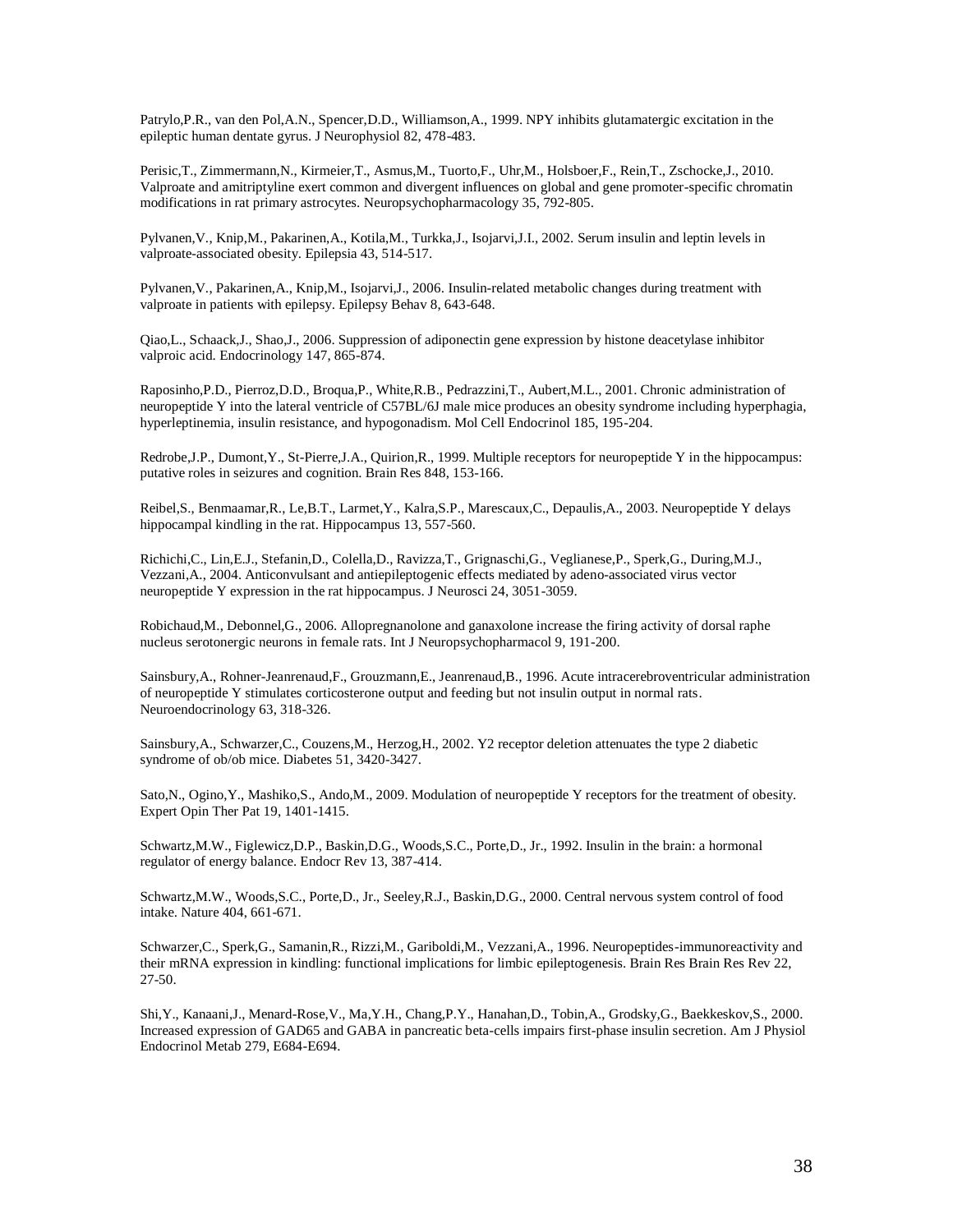Patrylo,P.R., van den Pol,A.N., Spencer,D.D., Williamson,A., 1999. NPY inhibits glutamatergic excitation in the epileptic human dentate gyrus. J Neurophysiol 82, 478-483.

Perisic,T., Zimmermann,N., Kirmeier,T., Asmus,M., Tuorto,F., Uhr,M., Holsboer,F., Rein,T., Zschocke,J., 2010. Valproate and amitriptyline exert common and divergent influences on global and gene promoter-specific chromatin modifications in rat primary astrocytes. Neuropsychopharmacology 35, 792-805.

Pylvanen,V., Knip,M., Pakarinen,A., Kotila,M., Turkka,J., Isojarvi,J.I., 2002. Serum insulin and leptin levels in valproate-associated obesity. Epilepsia 43, 514-517.

Pylvanen,V., Pakarinen,A., Knip,M., Isojarvi,J., 2006. Insulin-related metabolic changes during treatment with valproate in patients with epilepsy. Epilepsy Behav 8, 643-648.

Qiao,L., Schaack,J., Shao,J., 2006. Suppression of adiponectin gene expression by histone deacetylase inhibitor valproic acid. Endocrinology 147, 865-874.

Raposinho,P.D., Pierroz,D.D., Broqua,P., White,R.B., Pedrazzini,T., Aubert,M.L., 2001. Chronic administration of neuropeptide Y into the lateral ventricle of C57BL/6J male mice produces an obesity syndrome including hyperphagia, hyperleptinemia, insulin resistance, and hypogonadism. Mol Cell Endocrinol 185, 195-204.

Redrobe,J.P., Dumont,Y., St-Pierre,J.A., Quirion,R., 1999. Multiple receptors for neuropeptide Y in the hippocampus: putative roles in seizures and cognition. Brain Res 848, 153-166.

Reibel,S., Benmaamar,R., Le,B.T., Larmet,Y., Kalra,S.P., Marescaux,C., Depaulis,A., 2003. Neuropeptide Y delays hippocampal kindling in the rat. Hippocampus 13, 557-560.

Richichi,C., Lin,E.J., Stefanin,D., Colella,D., Ravizza,T., Grignaschi,G., Veglianese,P., Sperk,G., During,M.J., Vezzani,A., 2004. Anticonvulsant and antiepileptogenic effects mediated by adeno-associated virus vector neuropeptide Y expression in the rat hippocampus. J Neurosci 24, 3051-3059.

Robichaud,M., Debonnel,G., 2006. Allopregnanolone and ganaxolone increase the firing activity of dorsal raphe nucleus serotonergic neurons in female rats. Int J Neuropsychopharmacol 9, 191-200.

Sainsbury,A., Rohner-Jeanrenaud,F., Grouzmann,E., Jeanrenaud,B., 1996. Acute intracerebroventricular administration of neuropeptide Y stimulates corticosterone output and feeding but not insulin output in normal rats. Neuroendocrinology 63, 318-326.

Sainsbury,A., Schwarzer,C., Couzens,M., Herzog,H., 2002. Y2 receptor deletion attenuates the type 2 diabetic syndrome of ob/ob mice. Diabetes 51, 3420-3427.

Sato,N., Ogino,Y., Mashiko,S., Ando,M., 2009. Modulation of neuropeptide Y receptors for the treatment of obesity. Expert Opin Ther Pat 19, 1401-1415.

Schwartz,M.W., Figlewicz,D.P., Baskin,D.G., Woods,S.C., Porte,D., Jr., 1992. Insulin in the brain: a hormonal regulator of energy balance. Endocr Rev 13, 387-414.

Schwartz,M.W., Woods,S.C., Porte,D., Jr., Seeley,R.J., Baskin,D.G., 2000. Central nervous system control of food intake. Nature 404, 661-671.

Schwarzer,C., Sperk,G., Samanin,R., Rizzi,M., Gariboldi,M., Vezzani,A., 1996. Neuropeptides-immunoreactivity and their mRNA expression in kindling: functional implications for limbic epileptogenesis. Brain Res Brain Res Rev 22, 27-50.

Shi,Y., Kanaani,J., Menard-Rose,V., Ma,Y.H., Chang,P.Y., Hanahan,D., Tobin,A., Grodsky,G., Baekkeskov,S., 2000. Increased expression of GAD65 and GABA in pancreatic beta-cells impairs first-phase insulin secretion. Am J Physiol Endocrinol Metab 279, E684-E694.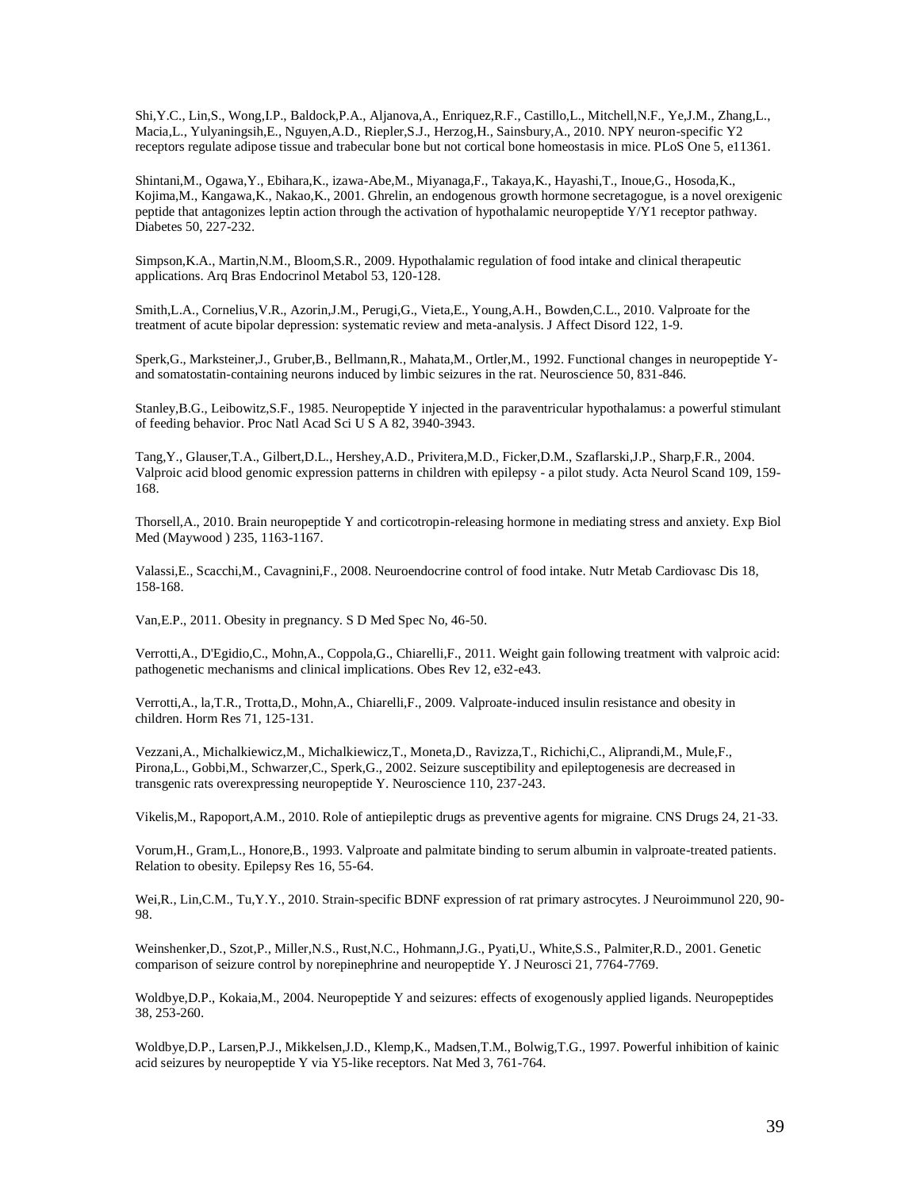Shi,Y.C., Lin,S., Wong,I.P., Baldock,P.A., Aljanova,A., Enriquez,R.F., Castillo,L., Mitchell,N.F., Ye,J.M., Zhang,L., Macia,L., Yulyaningsih,E., Nguyen,A.D., Riepler,S.J., Herzog,H., Sainsbury,A., 2010. NPY neuron-specific Y2 receptors regulate adipose tissue and trabecular bone but not cortical bone homeostasis in mice. PLoS One 5, e11361.

Shintani,M., Ogawa,Y., Ebihara,K., izawa-Abe,M., Miyanaga,F., Takaya,K., Hayashi,T., Inoue,G., Hosoda,K., Kojima,M., Kangawa,K., Nakao,K., 2001. Ghrelin, an endogenous growth hormone secretagogue, is a novel orexigenic peptide that antagonizes leptin action through the activation of hypothalamic neuropeptide Y/Y1 receptor pathway. Diabetes 50, 227-232.

Simpson,K.A., Martin,N.M., Bloom,S.R., 2009. Hypothalamic regulation of food intake and clinical therapeutic applications. Arq Bras Endocrinol Metabol 53, 120-128.

Smith,L.A., Cornelius,V.R., Azorin,J.M., Perugi,G., Vieta,E., Young,A.H., Bowden,C.L., 2010. Valproate for the treatment of acute bipolar depression: systematic review and meta-analysis. J Affect Disord 122, 1-9.

Sperk,G., Marksteiner,J., Gruber,B., Bellmann,R., Mahata,M., Ortler,M., 1992. Functional changes in neuropeptide Y- and somatostatin-containing neurons induced by limbic seizures in the rat. Neuroscience 50, 831-846.

Stanley,B.G., Leibowitz,S.F., 1985. Neuropeptide Y injected in the paraventricular hypothalamus: a powerful stimulant of feeding behavior. Proc Natl Acad Sci U S A 82, 3940-3943.

Tang,Y., Glauser,T.A., Gilbert,D.L., Hershey,A.D., Privitera,M.D., Ficker,D.M., Szaflarski,J.P., Sharp,F.R., 2004. Valproic acid blood genomic expression patterns in children with epilepsy - a pilot study. Acta Neurol Scand 109, 159-168.

Thorsell,A., 2010. Brain neuropeptide Y and corticotropin-releasing hormone in mediating stress and anxiety. Exp Biol Med (Maywood ) 235, 1163-1167.

Valassi,E., Scacchi,M., Cavagnini,F., 2008. Neuroendocrine control of food intake. Nutr Metab Cardiovasc Dis 18, 158-168.

Van,E.P., 2011. Obesity in pregnancy. S D Med Spec No, 46-50.

Verrotti,A., D'Egidio,C., Mohn,A., Coppola,G., Chiarelli,F., 2011. Weight gain following treatment with valproic acid: pathogenetic mechanisms and clinical implications. Obes Rev 12, e32-e43.

Verrotti,A., la,T.R., Trotta,D., Mohn,A., Chiarelli,F., 2009. Valproate-induced insulin resistance and obesity in children. Horm Res 71, 125-131.

Vezzani,A., Michalkiewicz,M., Michalkiewicz,T., Moneta,D., Ravizza,T., Richichi,C., Aliprandi,M., Mule,F., Pirona,L., Gobbi,M., Schwarzer,C., Sperk,G., 2002. Seizure susceptibility and epileptogenesis are decreased in transgenic rats overexpressing neuropeptide Y. Neuroscience 110, 237-243.

Vikelis,M., Rapoport,A.M., 2010. Role of antiepileptic drugs as preventive agents for migraine. CNS Drugs 24, 21-33.

Vorum,H., Gram,L., Honore,B., 1993. Valproate and palmitate binding to serum albumin in valproate-treated patients. Relation to obesity. Epilepsy Res 16, 55-64.

Wei,R., Lin,C.M., Tu,Y.Y., 2010. Strain-specific BDNF expression of rat primary astrocytes. J Neuroimmunol 220, 90-98.

Weinshenker,D., Szot,P., Miller,N.S., Rust,N.C., Hohmann,J.G., Pyati,U., White,S.S., Palmiter,R.D., 2001. Genetic comparison of seizure control by norepinephrine and neuropeptide Y. J Neurosci 21, 7764-7769.

Woldbye,D.P., Kokaia,M., 2004. Neuropeptide Y and seizures: effects of exogenously applied ligands. Neuropeptides 38, 253-260.

Woldbye,D.P., Larsen,P.J., Mikkelsen,J.D., Klemp,K., Madsen,T.M., Bolwig,T.G., 1997. Powerful inhibition of kainic acid seizures by neuropeptide Y via Y5-like receptors. Nat Med 3, 761-764.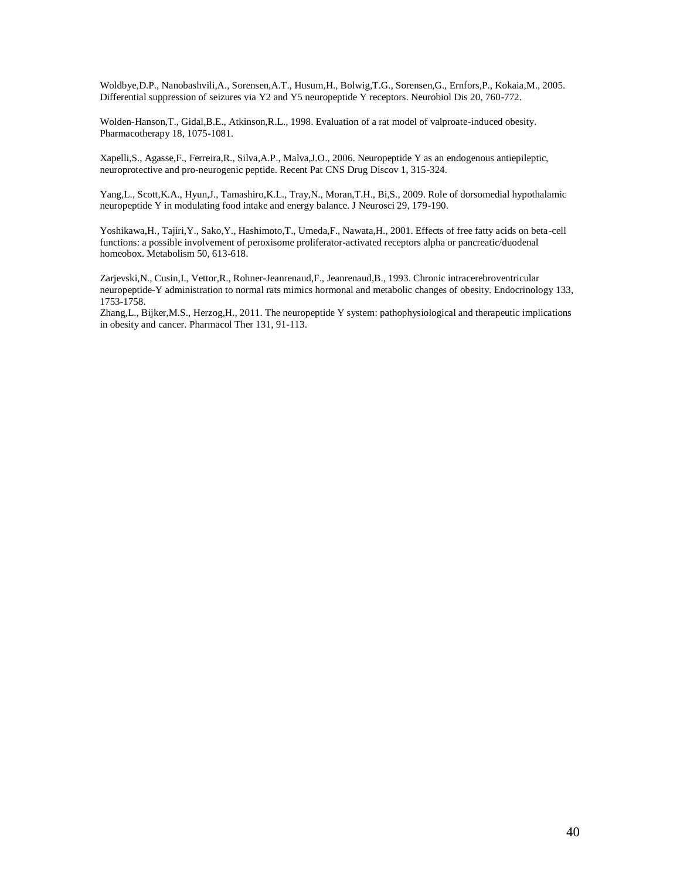Woldbye,D.P., Nanobashvili,A., Sorensen,A.T., Husum,H., Bolwig,T.G., Sorensen,G., Ernfors,P., Kokaia,M., 2005. Differential suppression of seizures via Y2 and Y5 neuropeptide Y receptors. Neurobiol Dis 20, 760-772.

Wolden-Hanson,T., Gidal,B.E., Atkinson,R.L., 1998. Evaluation of a rat model of valproate-induced obesity. Pharmacotherapy 18, 1075-1081.

Xapelli,S., Agasse,F., Ferreira,R., Silva,A.P., Malva,J.O., 2006. Neuropeptide Y as an endogenous antiepileptic, neuroprotective and pro-neurogenic peptide. Recent Pat CNS Drug Discov 1, 315-324.

Yang,L., Scott,K.A., Hyun,J., Tamashiro,K.L., Tray,N., Moran,T.H., Bi,S., 2009. Role of dorsomedial hypothalamic neuropeptide Y in modulating food intake and energy balance. J Neurosci 29, 179-190.

Yoshikawa,H., Tajiri,Y., Sako,Y., Hashimoto,T., Umeda,F., Nawata,H., 2001. Effects of free fatty acids on beta-cell functions: a possible involvement of peroxisome proliferator-activated receptors alpha or pancreatic/duodenal homeobox. Metabolism 50, 613-618.

Zarjevski,N., Cusin,I., Vettor,R., Rohner-Jeanrenaud,F., Jeanrenaud,B., 1993. Chronic intracerebroventricular neuropeptide-Y administration to normal rats mimics hormonal and metabolic changes of obesity. Endocrinology 133, 1753-1758.

Zhang,L., Bijker,M.S., Herzog,H., 2011. The neuropeptide Y system: pathophysiological and therapeutic implications in obesity and cancer. Pharmacol Ther 131, 91-113.